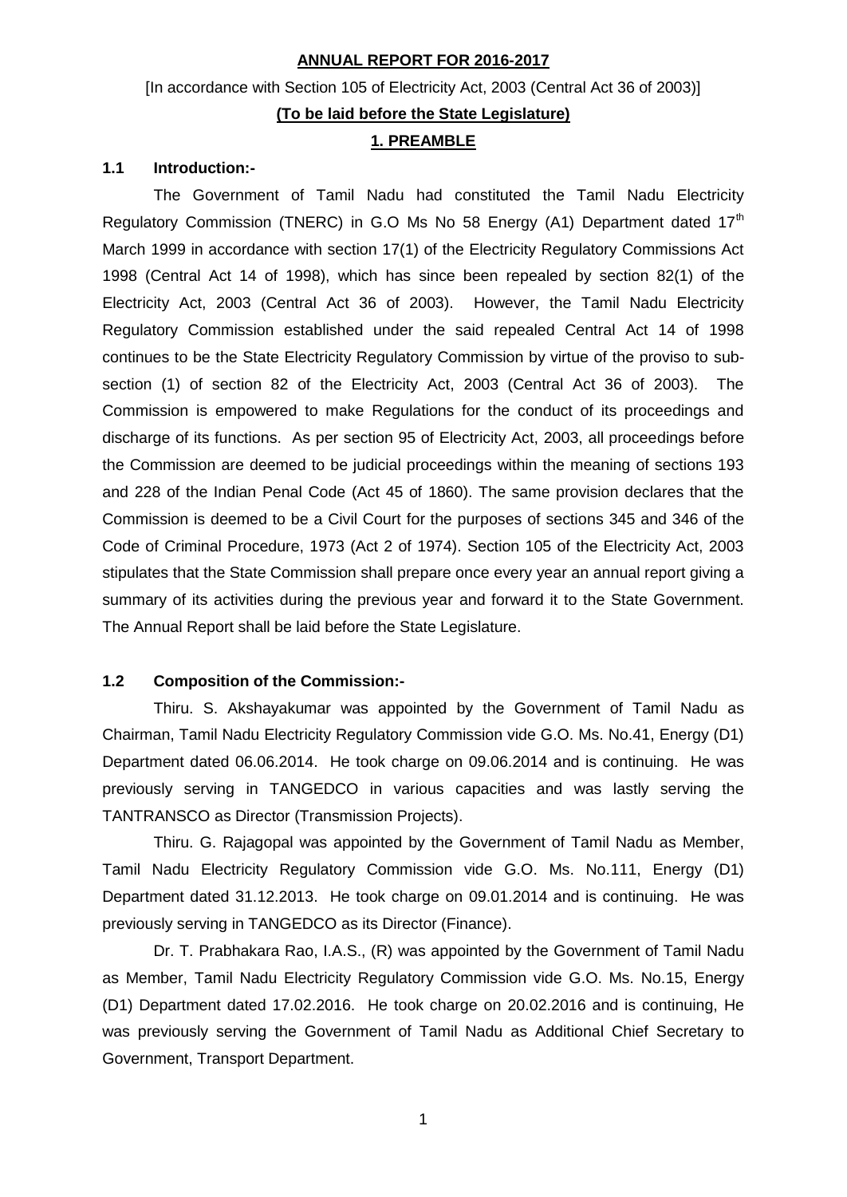**ANNUAL REPORT FOR 2016-2017**

[In accordance with Section 105 of Electricity Act, 2003 (Central Act 36 of 2003)]

**(To be laid before the State Legislature)**

# 1. PREAMBLE

## 1.1 Introduction:-

The Government of Tamil Nadu had constituted the Tamil Nadu Electricity Regulatory Commission (TNERC) in G.O Ms No 58 Energy (A1) Department dated 17th March 1999 in accordance with section 17(1) of the Electricity Regulatory Commissions Act 1998 (Central Act 14 of 1998), which has since been repealed by section 82(1) of the Electricity Act, 2003 (Central Act 36 of 2003). However, the Tamil Nadu Electricity Regulatory Commission established under the said repealed Central Act 14 of 1998 continues to be the State Electricity Regulatory Commission by virtue of the proviso to sub-section (1) of section 82 of the Electricity Act, 2003 (Central Act 36 of 2003). The Commission is empowered to make Regulations for the conduct of its proceedings and discharge of its functions. As per section 95 of Electricity Act, 2003, all proceedings before the Commission are deemed to be judicial proceedings within the meaning of sections 193 and 228 of the Indian Penal Code (Act 45 of 1860). The same provision declares that the Commission is deemed to be a Civil Court for the purposes of sections 345 and 346 of the Code of Criminal Procedure, 1973 (Act 2 of 1974). Section 105 of the Electricity Act, 2003 stipulates that the State Commission shall prepare once every year an annual report giving a summary of its activities during the previous year and forward it to the State Government. The Annual Report shall be laid before the State Legislature.

## 1.2 Composition of the Commission:-

Thiru. S. Akshayakumar was appointed by the Government of Tamil Nadu as Chairman, Tamil Nadu Electricity Regulatory Commission vide G.O. Ms. No.41, Energy (D1) Department dated 06.06.2014. He took charge on 09.06.2014 and is continuing. He was previously serving in TANGEDCO in various capacities and was lastly serving the TANTRANSCO as Director (Transmission Projects).

Thiru. G. Rajagopal was appointed by the Government of Tamil Nadu as Member, Tamil Nadu Electricity Regulatory Commission vide G.O. Ms. No.111, Energy (D1) Department dated 31.12.2013. He took charge on 09.01.2014 and is continuing. He was previously serving in TANGEDCO as its Director (Finance).

Dr. T. Prabhakara Rao, I.A.S., (R) was appointed by the Government of Tamil Nadu as Member, Tamil Nadu Electricity Regulatory Commission vide G.O. Ms. No.15, Energy (D1) Department dated 17.02.2016. He took charge on 20.02.2016 and is continuing, He was previously serving the Government of Tamil Nadu as Additional Chief Secretary to Government, Transport Department.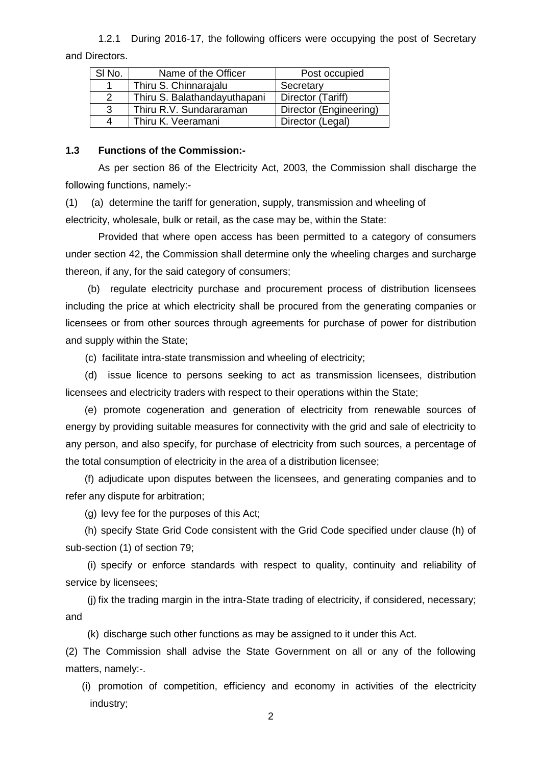1.2.1 During 2016-17, the following officers were occupying the post of Secretary and Directors.

| Sl No. | Name of the Officer | Post occupied |
|---|---|---|
| 1 | Thiru S. Chinnarajalu | Secretary |
| 2 | Thiru S. Balathandayuthapani | Director (Tariff) |
| 3 | Thiru R.V. Sundararaman | Director (Engineering) |
| 4 | Thiru K. Veeramani | Director (Legal) |

### 1.3 Functions of the Commission:-

As per section 86 of the Electricity Act, 2003, the Commission shall discharge the following functions, namely:-

(1) (a) determine the tariff for generation, supply, transmission and wheeling of electricity, wholesale, bulk or retail, as the case may be, within the State:

Provided that where open access has been permitted to a category of consumers under section 42, the Commission shall determine only the wheeling charges and surcharge thereon, if any, for the said category of consumers;

(b) regulate electricity purchase and procurement process of distribution licensees including the price at which electricity shall be procured from the generating companies or licensees or from other sources through agreements for purchase of power for distribution and supply within the State;

(c) facilitate intra-state transmission and wheeling of electricity;

(d) issue licence to persons seeking to act as transmission licensees, distribution licensees and electricity traders with respect to their operations within the State;

(e) promote cogeneration and generation of electricity from renewable sources of energy by providing suitable measures for connectivity with the grid and sale of electricity to any person, and also specify, for purchase of electricity from such sources, a percentage of the total consumption of electricity in the area of a distribution licensee;

(f) adjudicate upon disputes between the licensees, and generating companies and to refer any dispute for arbitration;

(g) levy fee for the purposes of this Act;

(h) specify State Grid Code consistent with the Grid Code specified under clause (h) of sub-section (1) of section 79;

(i) specify or enforce standards with respect to quality, continuity and reliability of service by licensees;

(j) fix the trading margin in the intra-State trading of electricity, if considered, necessary; and

(k) discharge such other functions as may be assigned to it under this Act.

(2) The Commission shall advise the State Government on all or any of the following matters, namely:-.

(i) promotion of competition, efficiency and economy in activities of the electricity industry;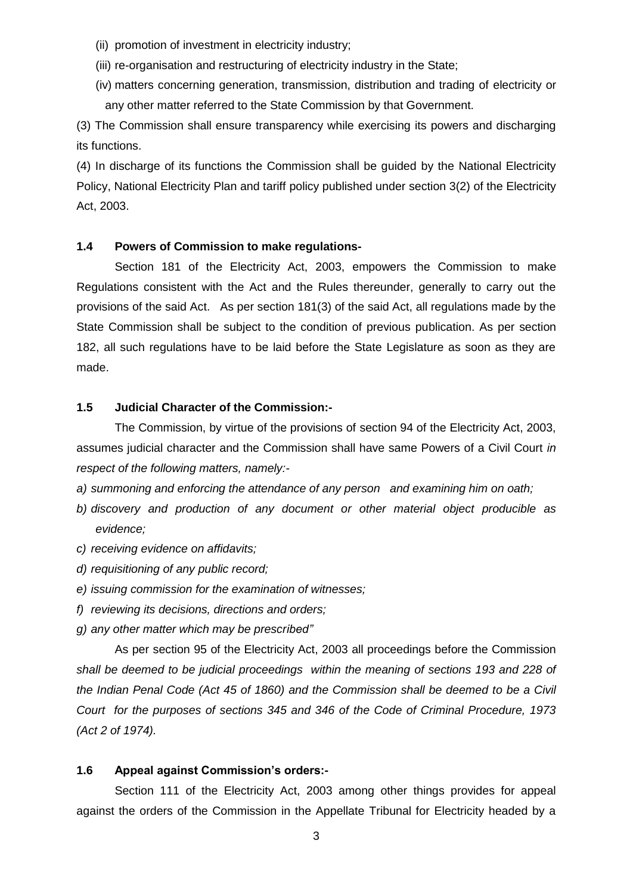(ii) promotion of investment in electricity industry;

(iii) re-organisation and restructuring of electricity industry in the State;

(iv) matters concerning generation, transmission, distribution and trading of electricity or any other matter referred to the State Commission by that Government.

(3) The Commission shall ensure transparency while exercising its powers and discharging its functions.

(4) In discharge of its functions the Commission shall be guided by the National Electricity Policy, National Electricity Plan and tariff policy published under section 3(2) of the Electricity Act, 2003.

**1.4 Powers of Commission to make regulations-**

Section 181 of the Electricity Act, 2003, empowers the Commission to make Regulations consistent with the Act and the Rules thereunder, generally to carry out the provisions of the said Act. As per section 181(3) of the said Act, all regulations made by the State Commission shall be subject to the condition of previous publication. As per section 182, all such regulations have to be laid before the State Legislature as soon as they are made.

**1.5 Judicial Character of the Commission:-**

The Commission, by virtue of the provisions of section 94 of the Electricity Act, 2003, assumes judicial character and the Commission shall have same Powers of a Civil Court *in respect of the following matters, namely:-*

*a) summoning and enforcing the attendance of any person and examining him on oath;*

*b) discovery and production of any document or other material object producible as evidence;*

*c) receiving evidence on affidavits;*

*d) requisitioning of any public record;*

*e) issuing commission for the examination of witnesses;*

*f) reviewing its decisions, directions and orders;*

*g) any other matter which may be prescribed"*

As per section 95 of the Electricity Act, 2003 all proceedings before the Commission *shall be deemed to be judicial proceedings within the meaning of sections 193 and 228 of the Indian Penal Code (Act 45 of 1860) and the Commission shall be deemed to be a Civil Court for the purposes of sections 345 and 346 of the Code of Criminal Procedure, 1973 (Act 2 of 1974).*

**1.6 Appeal against Commission's orders:-**

Section 111 of the Electricity Act, 2003 among other things provides for appeal against the orders of the Commission in the Appellate Tribunal for Electricity headed by a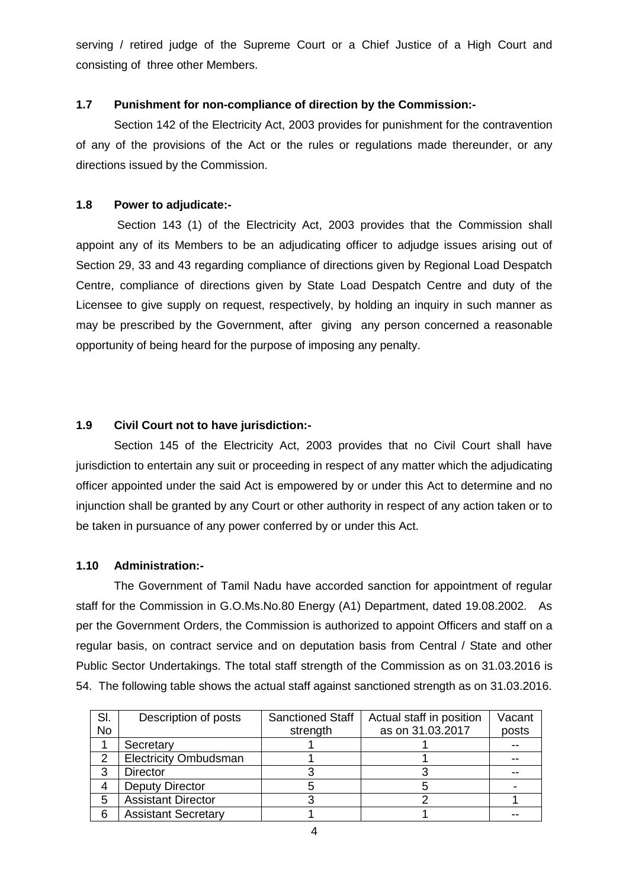serving / retired judge of the Supreme Court or a Chief Justice of a High Court and consisting of three other Members.

### 1.7 Punishment for non-compliance of direction by the Commission:-

Section 142 of the Electricity Act, 2003 provides for punishment for the contravention of any of the provisions of the Act or the rules or regulations made thereunder, or any directions issued by the Commission.

### 1.8 Power to adjudicate:-

Section 143 (1) of the Electricity Act, 2003 provides that the Commission shall appoint any of its Members to be an adjudicating officer to adjudge issues arising out of Section 29, 33 and 43 regarding compliance of directions given by Regional Load Despatch Centre, compliance of directions given by State Load Despatch Centre and duty of the Licensee to give supply on request, respectively, by holding an inquiry in such manner as may be prescribed by the Government, after giving any person concerned a reasonable opportunity of being heard for the purpose of imposing any penalty.

### 1.9 Civil Court not to have jurisdiction:-

Section 145 of the Electricity Act, 2003 provides that no Civil Court shall have jurisdiction to entertain any suit or proceeding in respect of any matter which the adjudicating officer appointed under the said Act is empowered by or under this Act to determine and no injunction shall be granted by any Court or other authority in respect of any action taken or to be taken in pursuance of any power conferred by or under this Act.

### 1.10 Administration:-

The Government of Tamil Nadu have accorded sanction for appointment of regular staff for the Commission in G.O.Ms.No.80 Energy (A1) Department, dated 19.08.2002. As per the Government Orders, the Commission is authorized to appoint Officers and staff on a regular basis, on contract service and on deputation basis from Central / State and other Public Sector Undertakings. The total staff strength of the Commission as on 31.03.2016 is 54. The following table shows the actual staff against sanctioned strength as on 31.03.2016.

| Sl. No | Description of posts | Sanctioned Staff strength | Actual staff in position as on 31.03.2017 | Vacant posts |
|---|---|---|---|---|
| 1 | Secretary | 1 | 1 | -- |
| 2 | Electricity Ombudsman | 1 | 1 | -- |
| 3 | Director | 3 | 3 | -- |
| 4 | Deputy Director | 5 | 5 | - |
| 5 | Assistant Director | 3 | 2 | 1 |
| 6 | Assistant Secretary | 1 | 1 | -- |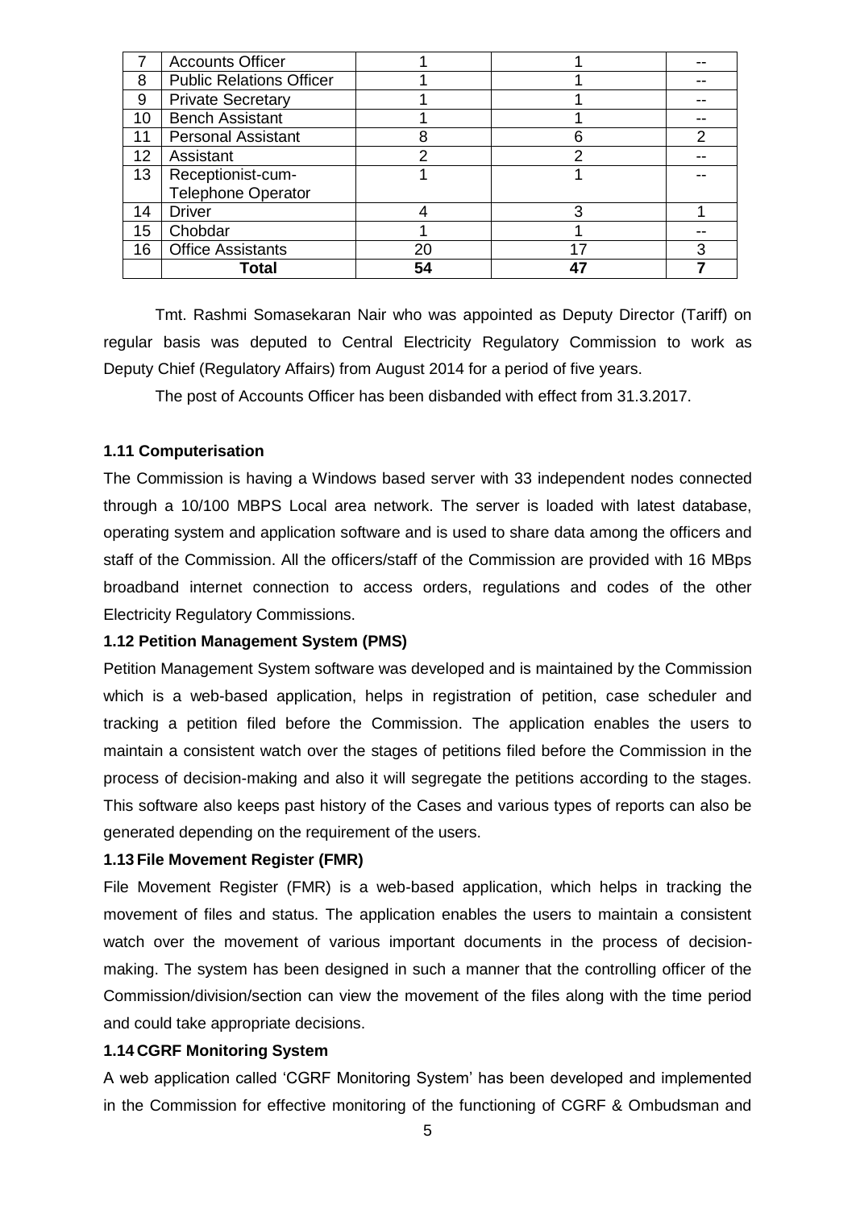| 7 | Accounts Officer | 1 | 1 | -- |
|---|---|---|---|---|
| 8 | Public Relations Officer | 1 | 1 | -- |
| 9 | Private Secretary | 1 | 1 | -- |
| 10 | Bench Assistant | 1 | 1 | -- |
| 11 | Personal Assistant | 8 | 6 | 2 |
| 12 | Assistant | 2 | 2 | -- |
| 13 | Receptionist-cum-Telephone Operator | 1 | 1 | -- |
| 14 | Driver | 4 | 3 | 1 |
| 15 | Chobdar | 1 | 1 | -- |
| 16 | Office Assistants | 20 | 17 | 3 |
| | **Total** | **54** | **47** | **7** |

Tmt. Rashmi Somasekaran Nair who was appointed as Deputy Director (Tariff) on regular basis was deputed to Central Electricity Regulatory Commission to work as Deputy Chief (Regulatory Affairs) from August 2014 for a period of five years.

The post of Accounts Officer has been disbanded with effect from 31.3.2017.

**1.11 Computerisation**

The Commission is having a Windows based server with 33 independent nodes connected through a 10/100 MBPS Local area network. The server is loaded with latest database, operating system and application software and is used to share data among the officers and staff of the Commission. All the officers/staff of the Commission are provided with 16 MBps broadband internet connection to access orders, regulations and codes of the other Electricity Regulatory Commissions.

**1.12 Petition Management System (PMS)**

Petition Management System software was developed and is maintained by the Commission which is a web-based application, helps in registration of petition, case scheduler and tracking a petition filed before the Commission. The application enables the users to maintain a consistent watch over the stages of petitions filed before the Commission in the process of decision-making and also it will segregate the petitions according to the stages. This software also keeps past history of the Cases and various types of reports can also be generated depending on the requirement of the users.

**1.13 File Movement Register (FMR)**

File Movement Register (FMR) is a web-based application, which helps in tracking the movement of files and status. The application enables the users to maintain a consistent watch over the movement of various important documents in the process of decision-making. The system has been designed in such a manner that the controlling officer of the Commission/division/section can view the movement of the files along with the time period and could take appropriate decisions.

**1.14 CGRF Monitoring System**

A web application called 'CGRF Monitoring System' has been developed and implemented in the Commission for effective monitoring of the functioning of CGRF & Ombudsman and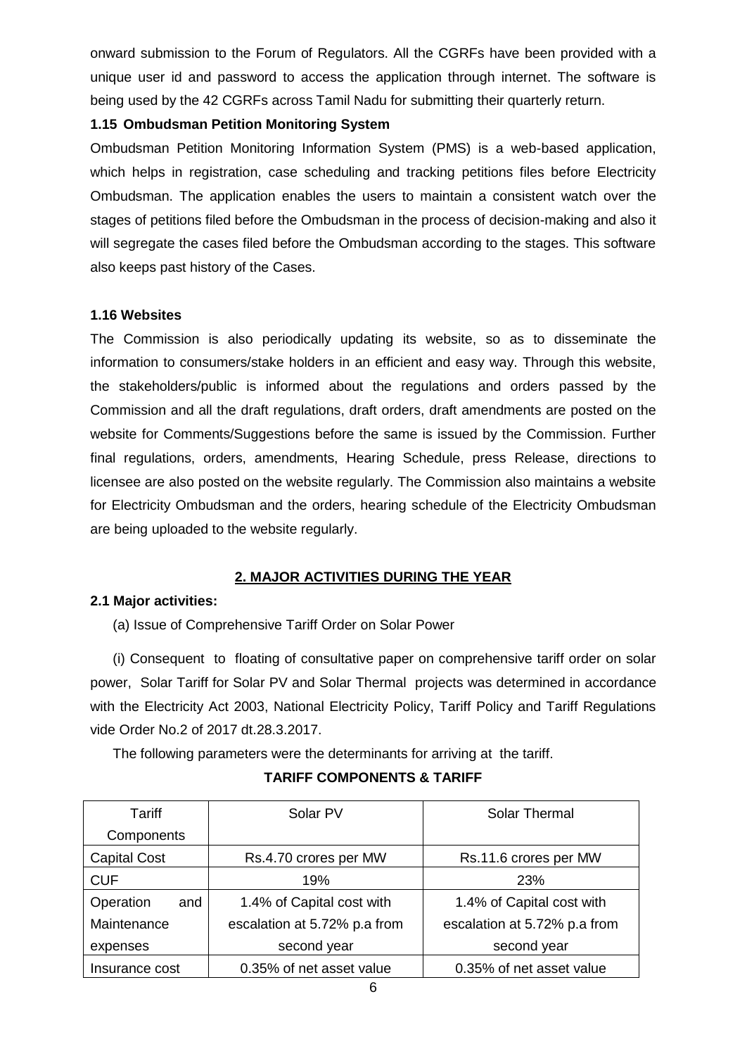onward submission to the Forum of Regulators. All the CGRFs have been provided with a unique user id and password to access the application through internet. The software is being used by the 42 CGRFs across Tamil Nadu for submitting their quarterly return.

### 1.15 Ombudsman Petition Monitoring System

Ombudsman Petition Monitoring Information System (PMS) is a web-based application, which helps in registration, case scheduling and tracking petitions files before Electricity Ombudsman. The application enables the users to maintain a consistent watch over the stages of petitions filed before the Ombudsman in the process of decision-making and also it will segregate the cases filed before the Ombudsman according to the stages. This software also keeps past history of the Cases.

### 1.16 Websites

The Commission is also periodically updating its website, so as to disseminate the information to consumers/stake holders in an efficient and easy way. Through this website, the stakeholders/public is informed about the regulations and orders passed by the Commission and all the draft regulations, draft orders, draft amendments are posted on the website for Comments/Suggestions before the same is issued by the Commission. Further final regulations, orders, amendments, Hearing Schedule, press Release, directions to licensee are also posted on the website regularly. The Commission also maintains a website for Electricity Ombudsman and the orders, hearing schedule of the Electricity Ombudsman are being uploaded to the website regularly.

## 2. MAJOR ACTIVITIES DURING THE YEAR

### 2.1 Major activities:

(a) Issue of Comprehensive Tariff Order on Solar Power

(i) Consequent to floating of consultative paper on comprehensive tariff order on solar power, Solar Tariff for Solar PV and Solar Thermal projects was determined in accordance with the Electricity Act 2003, National Electricity Policy, Tariff Policy and Tariff Regulations vide Order No.2 of 2017 dt.28.3.2017.

The following parameters were the determinants for arriving at the tariff.

**TARIFF COMPONENTS & TARIFF**

| Tariff Components | Solar PV | Solar Thermal |
|---|---|---|
| Capital Cost | Rs.4.70 crores per MW | Rs.11.6 crores per MW |
| CUF | 19% | 23% |
| Operation and Maintenance expenses | 1.4% of Capital cost with escalation at 5.72% p.a from second year | 1.4% of Capital cost with escalation at 5.72% p.a from second year |
| Insurance cost | 0.35% of net asset value | 0.35% of net asset value |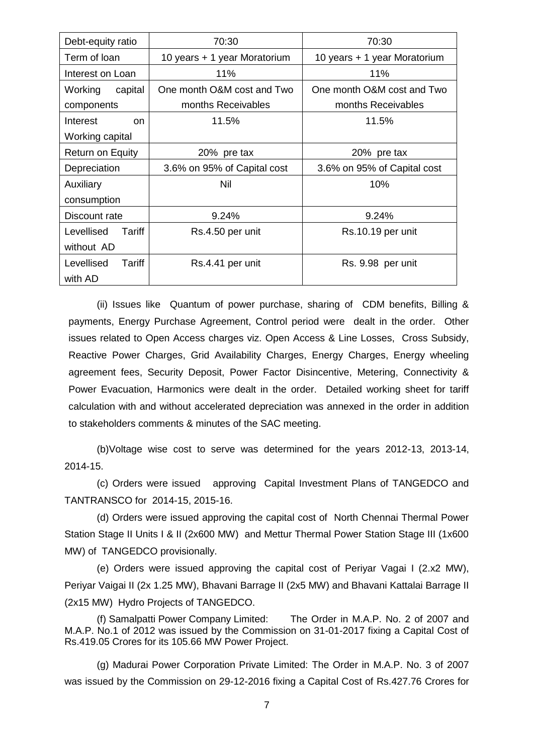| Debt-equity ratio | 70:30 | 70:30 |
|---|---|---|
| Term of loan | 10 years + 1 year Moratorium | 10 years + 1 year Moratorium |
| Interest on Loan | 11% | 11% |
| Working capital components | One month O&M cost and Two months Receivables | One month O&M cost and Two months Receivables |
| Interest on Working capital | 11.5% | 11.5% |
| Return on Equity | 20% pre tax | 20% pre tax |
| Depreciation | 3.6% on 95% of Capital cost | 3.6% on 95% of Capital cost |
| Auxiliary consumption | Nil | 10% |
| Discount rate | 9.24% | 9.24% |
| Levellised Tariff without AD | Rs.4.50 per unit | Rs.10.19 per unit |
| Levellised Tariff with AD | Rs.4.41 per unit | Rs. 9.98 per unit |

(ii) Issues like Quantum of power purchase, sharing of CDM benefits, Billing & payments, Energy Purchase Agreement, Control period were dealt in the order. Other issues related to Open Access charges viz. Open Access & Line Losses, Cross Subsidy, Reactive Power Charges, Grid Availability Charges, Energy Charges, Energy wheeling agreement fees, Security Deposit, Power Factor Disincentive, Metering, Connectivity & Power Evacuation, Harmonics were dealt in the order. Detailed working sheet for tariff calculation with and without accelerated depreciation was annexed in the order in addition to stakeholders comments & minutes of the SAC meeting.

(b)Voltage wise cost to serve was determined for the years 2012-13, 2013-14, 2014-15.

(c) Orders were issued approving Capital Investment Plans of TANGEDCO and TANTRANSCO for 2014-15, 2015-16.

(d) Orders were issued approving the capital cost of North Chennai Thermal Power Station Stage II Units I & II (2x600 MW) and Mettur Thermal Power Station Stage III (1x600 MW) of TANGEDCO provisionally.

(e) Orders were issued approving the capital cost of Periyar Vagai I (2.x2 MW), Periyar Vaigai II (2x 1.25 MW), Bhavani Barrage II (2x5 MW) and Bhavani Kattalai Barrage II (2x15 MW) Hydro Projects of TANGEDCO.

(f) Samalpatti Power Company Limited: The Order in M.A.P. No. 2 of 2007 and M.A.P. No.1 of 2012 was issued by the Commission on 31-01-2017 fixing a Capital Cost of Rs.419.05 Crores for its 105.66 MW Power Project.

(g) Madurai Power Corporation Private Limited: The Order in M.A.P. No. 3 of 2007 was issued by the Commission on 29-12-2016 fixing a Capital Cost of Rs.427.76 Crores for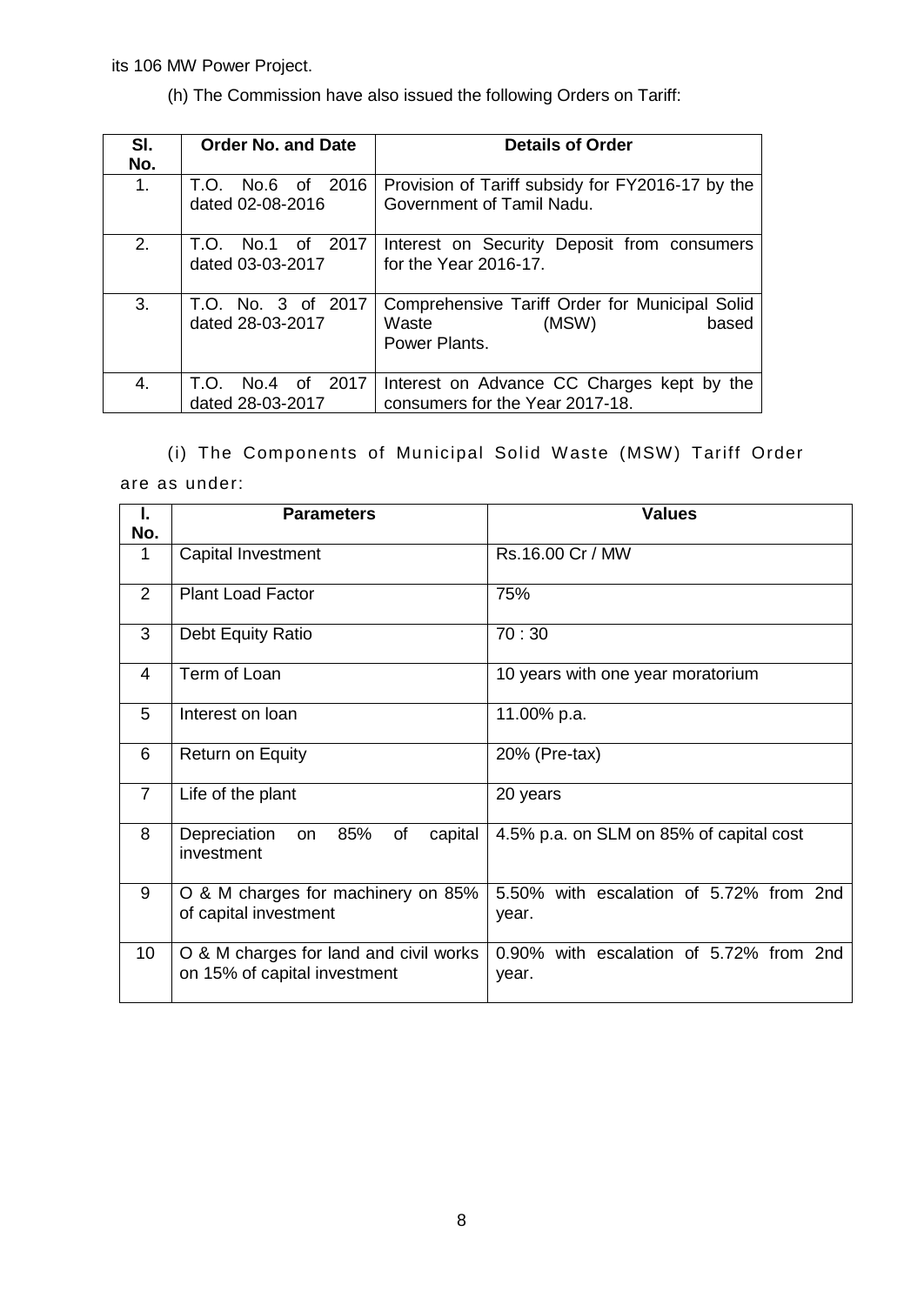its 106 MW Power Project.

(h) The Commission have also issued the following Orders on Tariff:

| Sl. No. | Order No. and Date | Details of Order |
|---|---|---|
| 1. | T.O. No.6 of 2016 dated 02-08-2016 | Provision of Tariff subsidy for FY2016-17 by the Government of Tamil Nadu. |
| 2. | T.O. No.1 of 2017 dated 03-03-2017 | Interest on Security Deposit from consumers for the Year 2016-17. |
| 3. | T.O. No. 3 of 2017 dated 28-03-2017 | Comprehensive Tariff Order for Municipal Solid Waste (MSW) based Power Plants. |
| 4. | T.O. No.4 of 2017 dated 28-03-2017 | Interest on Advance CC Charges kept by the consumers for the Year 2017-18. |

(i) The Components of Municipal Solid Waste (MSW) Tariff Order are as under:

| l. No. | Parameters | Values |
|---|---|---|
| 1 | Capital Investment | Rs.16.00 Cr / MW |
| 2 | Plant Load Factor | 75% |
| 3 | Debt Equity Ratio | 70 : 30 |
| 4 | Term of Loan | 10 years with one year moratorium |
| 5 | Interest on loan | 11.00% p.a. |
| 6 | Return on Equity | 20% (Pre-tax) |
| 7 | Life of the plant | 20 years |
| 8 | Depreciation on 85% of capital investment | 4.5% p.a. on SLM on 85% of capital cost |
| 9 | O & M charges for machinery on 85% of capital investment | 5.50% with escalation of 5.72% from 2nd year. |
| 10 | O & M charges for land and civil works on 15% of capital investment | 0.90% with escalation of 5.72% from 2nd year. |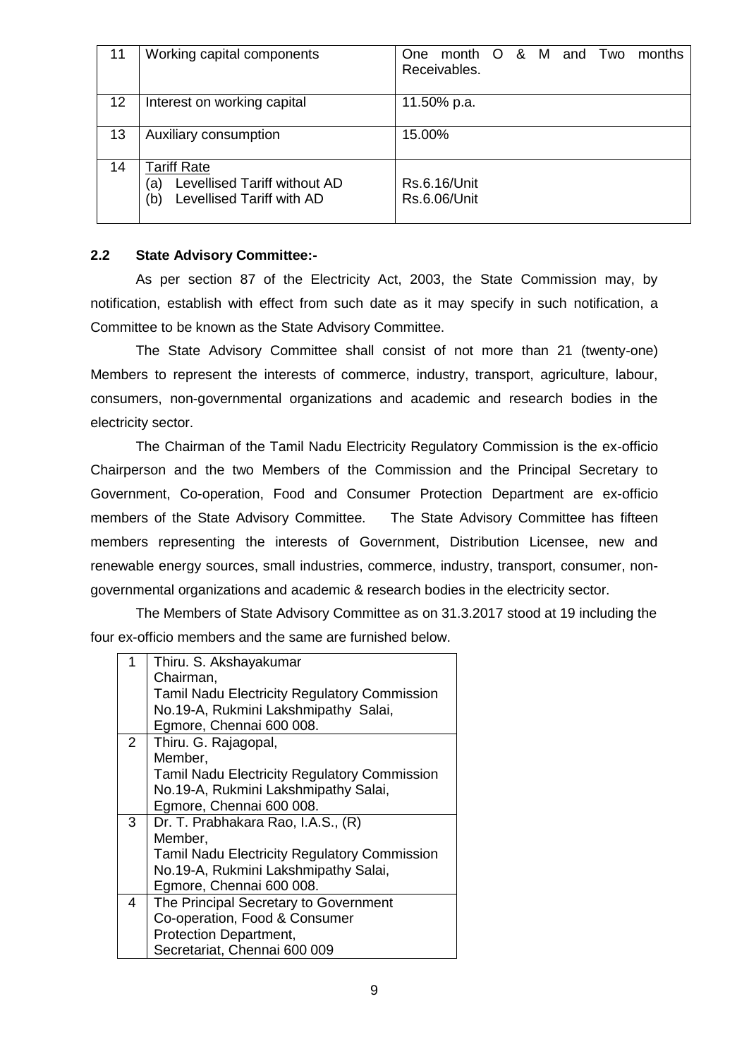| 11 | Working capital components | One month O & M and Two months Receivables. |
|---|---|---|
| 12 | Interest on working capital | 11.50% p.a. |
| 13 | Auxiliary consumption | 15.00% |
| 14 | Tariff Rate<br>(a) Levellised Tariff without AD<br>(b) Levellised Tariff with AD | <br>Rs.6.16/Unit<br>Rs.6.06/Unit |

**2.2 State Advisory Committee:-**

As per section 87 of the Electricity Act, 2003, the State Commission may, by notification, establish with effect from such date as it may specify in such notification, a Committee to be known as the State Advisory Committee.

The State Advisory Committee shall consist of not more than 21 (twenty-one) Members to represent the interests of commerce, industry, transport, agriculture, labour, consumers, non-governmental organizations and academic and research bodies in the electricity sector.

The Chairman of the Tamil Nadu Electricity Regulatory Commission is the ex-officio Chairperson and the two Members of the Commission and the Principal Secretary to Government, Co-operation, Food and Consumer Protection Department are ex-officio members of the State Advisory Committee. The State Advisory Committee has fifteen members representing the interests of Government, Distribution Licensee, new and renewable energy sources, small industries, commerce, industry, transport, consumer, non-governmental organizations and academic & research bodies in the electricity sector.

The Members of State Advisory Committee as on 31.3.2017 stood at 19 including the four ex-officio members and the same are furnished below.

| 1 | Thiru. S. Akshayakumar<br>Chairman,<br>Tamil Nadu Electricity Regulatory Commission<br>No.19-A, Rukmini Lakshmipathy Salai,<br>Egmore, Chennai 600 008. |
|---|---|
| 2 | Thiru. G. Rajagopal,<br>Member,<br>Tamil Nadu Electricity Regulatory Commission<br>No.19-A, Rukmini Lakshmipathy Salai,<br>Egmore, Chennai 600 008. |
| 3 | Dr. T. Prabhakara Rao, I.A.S., (R)<br>Member,<br>Tamil Nadu Electricity Regulatory Commission<br>No.19-A, Rukmini Lakshmipathy Salai,<br>Egmore, Chennai 600 008. |
| 4 | The Principal Secretary to Government<br>Co-operation, Food & Consumer<br>Protection Department,<br>Secretariat, Chennai 600 009 |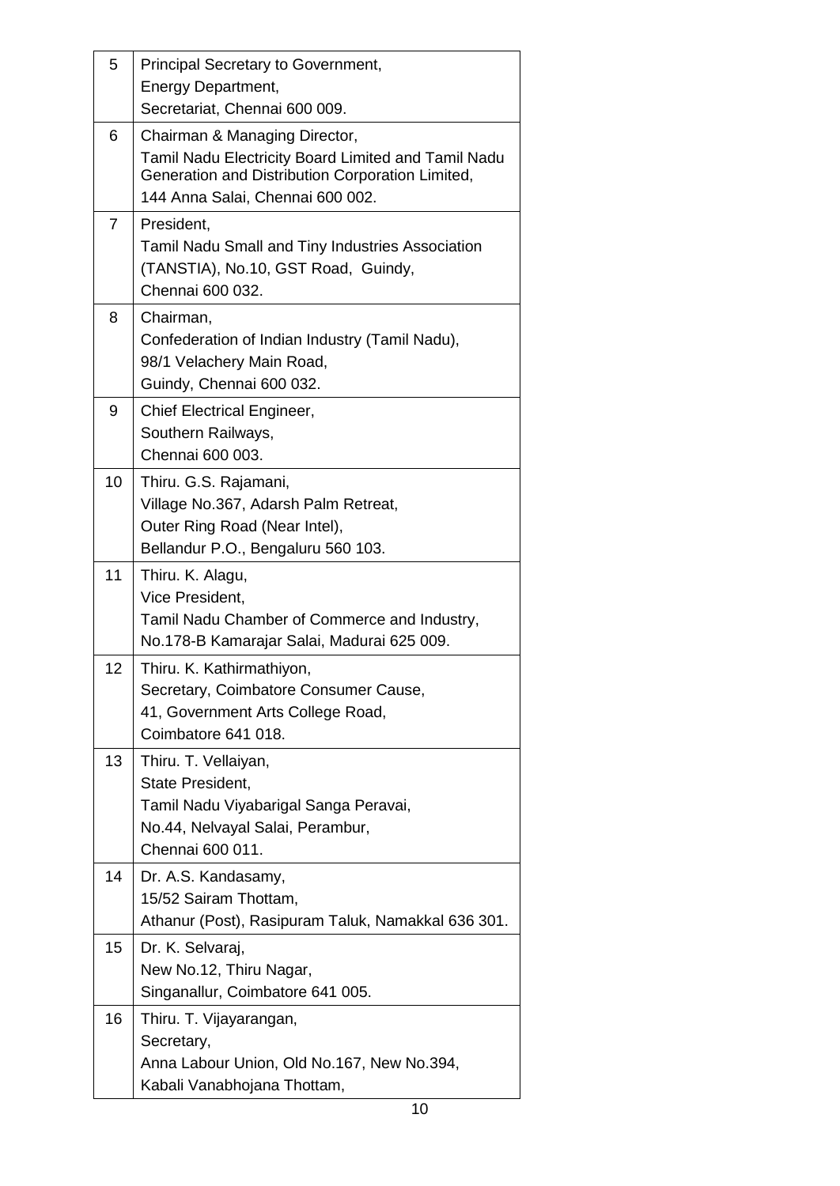| | |
|---|---|
| 5 | Principal Secretary to Government,<br>Energy Department,<br>Secretariat, Chennai 600 009. |
| 6 | Chairman & Managing Director,<br>Tamil Nadu Electricity Board Limited and Tamil Nadu Generation and Distribution Corporation Limited,<br>144 Anna Salai, Chennai 600 002. |
| 7 | President,<br>Tamil Nadu Small and Tiny Industries Association (TANSTIA), No.10, GST Road, Guindy,<br>Chennai 600 032. |
| 8 | Chairman,<br>Confederation of Indian Industry (Tamil Nadu),<br>98/1 Velachery Main Road,<br>Guindy, Chennai 600 032. |
| 9 | Chief Electrical Engineer,<br>Southern Railways,<br>Chennai 600 003. |
| 10 | Thiru. G.S. Rajamani,<br>Village No.367, Adarsh Palm Retreat,<br>Outer Ring Road (Near Intel),<br>Bellandur P.O., Bengaluru 560 103. |
| 11 | Thiru. K. Alagu,<br>Vice President,<br>Tamil Nadu Chamber of Commerce and Industry,<br>No.178-B Kamarajar Salai, Madurai 625 009. |
| 12 | Thiru. K. Kathirmathiyon,<br>Secretary, Coimbatore Consumer Cause,<br>41, Government Arts College Road,<br>Coimbatore 641 018. |
| 13 | Thiru. T. Vellaiyan,<br>State President,<br>Tamil Nadu Viyabarigal Sanga Peravai,<br>No.44, Nelvayal Salai, Perambur,<br>Chennai 600 011. |
| 14 | Dr. A.S. Kandasamy,<br>15/52 Sairam Thottam,<br>Athanur (Post), Rasipuram Taluk, Namakkal 636 301. |
| 15 | Dr. K. Selvaraj,<br>New No.12, Thiru Nagar,<br>Singanallur, Coimbatore 641 005. |
| 16 | Thiru. T. Vijayarangan,<br>Secretary,<br>Anna Labour Union, Old No.167, New No.394,<br>Kabali Vanabhojana Thottam, |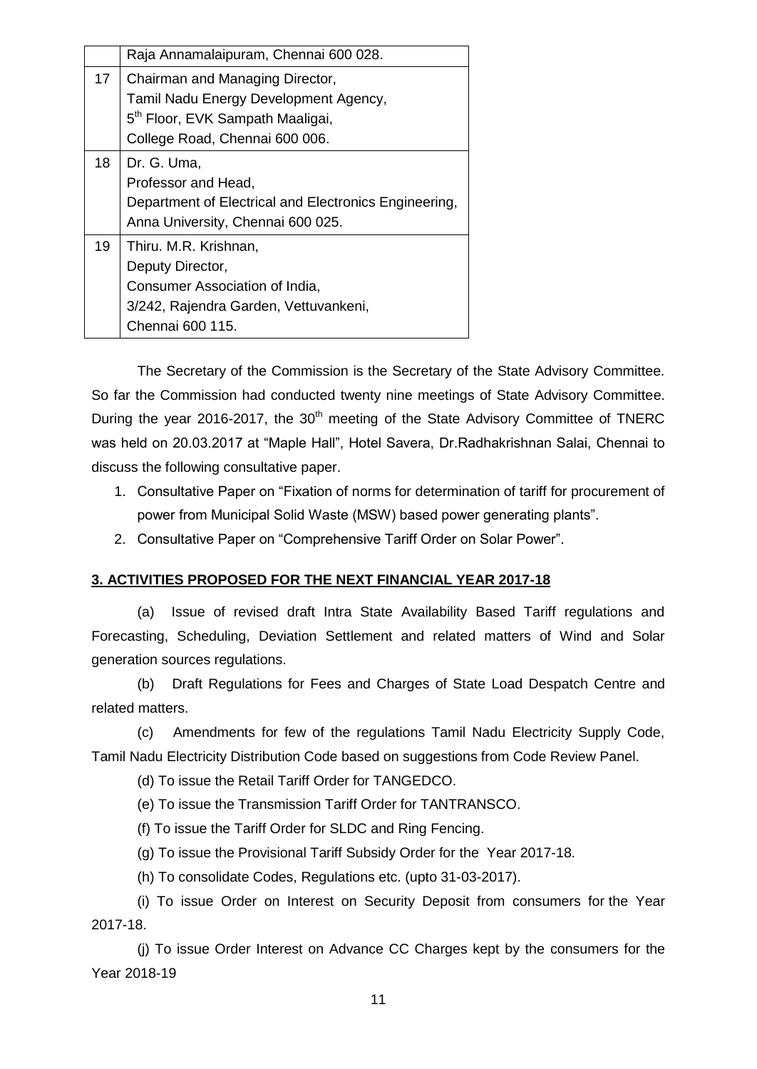| | |
|---|---|
| | Raja Annamalaipuram, Chennai 600 028. |
| 17 | Chairman and Managing Director,<br>Tamil Nadu Energy Development Agency,<br>5th Floor, EVK Sampath Maaligai,<br>College Road, Chennai 600 006. |
| 18 | Dr. G. Uma,<br>Professor and Head,<br>Department of Electrical and Electronics Engineering,<br>Anna University, Chennai 600 025. |
| 19 | Thiru. M.R. Krishnan,<br>Deputy Director,<br>Consumer Association of India,<br>3/242, Rajendra Garden, Vettuvankeni,<br>Chennai 600 115. |

The Secretary of the Commission is the Secretary of the State Advisory Committee. So far the Commission had conducted twenty nine meetings of State Advisory Committee. During the year 2016-2017, the 30th meeting of the State Advisory Committee of TNERC was held on 20.03.2017 at "Maple Hall", Hotel Savera, Dr.Radhakrishnan Salai, Chennai to discuss the following consultative paper.

1. Consultative Paper on "Fixation of norms for determination of tariff for procurement of power from Municipal Solid Waste (MSW) based power generating plants".
2. Consultative Paper on "Comprehensive Tariff Order on Solar Power".

## 3. ACTIVITIES PROPOSED FOR THE NEXT FINANCIAL YEAR 2017-18

(a) Issue of revised draft Intra State Availability Based Tariff regulations and Forecasting, Scheduling, Deviation Settlement and related matters of Wind and Solar generation sources regulations.

(b) Draft Regulations for Fees and Charges of State Load Despatch Centre and related matters.

(c) Amendments for few of the regulations Tamil Nadu Electricity Supply Code, Tamil Nadu Electricity Distribution Code based on suggestions from Code Review Panel.

(d) To issue the Retail Tariff Order for TANGEDCO.

(e) To issue the Transmission Tariff Order for TANTRANSCO.

(f) To issue the Tariff Order for SLDC and Ring Fencing.

(g) To issue the Provisional Tariff Subsidy Order for the Year 2017-18.

(h) To consolidate Codes, Regulations etc. (upto 31-03-2017).

(i) To issue Order on Interest on Security Deposit from consumers for the Year 2017-18.

(j) To issue Order Interest on Advance CC Charges kept by the consumers for the Year 2018-19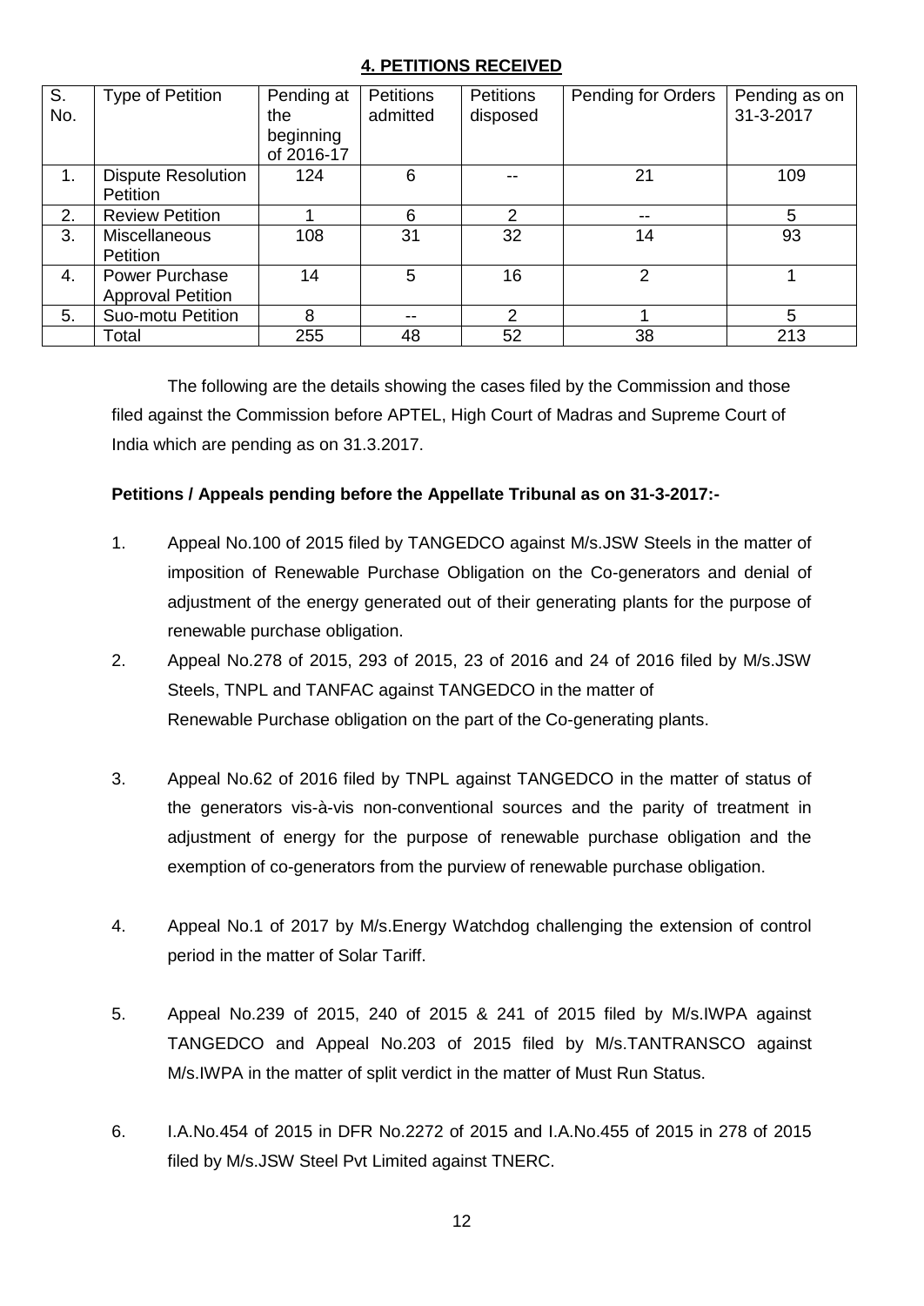## 4. PETITIONS RECEIVED

| S. No. | Type of Petition | Pending at the beginning of 2016-17 | Petitions admitted | Petitions disposed | Pending for Orders | Pending as on 31-3-2017 |
|---|---|---|---|---|---|---|
| 1. | Dispute Resolution Petition | 124 | 6 | -- | 21 | 109 |
| 2. | Review Petition | 1 | 6 | 2 | -- | 5 |
| 3. | Miscellaneous Petition | 108 | 31 | 32 | 14 | 93 |
| 4. | Power Purchase Approval Petition | 14 | 5 | 16 | 2 | 1 |
| 5. | Suo-motu Petition | 8 | -- | 2 | 1 | 5 |
| | Total | 255 | 48 | 52 | 38 | 213 |

The following are the details showing the cases filed by the Commission and those filed against the Commission before APTEL, High Court of Madras and Supreme Court of India which are pending as on 31.3.2017.

**Petitions / Appeals pending before the Appellate Tribunal as on 31-3-2017:-**

1. Appeal No.100 of 2015 filed by TANGEDCO against M/s.JSW Steels in the matter of imposition of Renewable Purchase Obligation on the Co-generators and denial of adjustment of the energy generated out of their generating plants for the purpose of renewable purchase obligation.
2. Appeal No.278 of 2015, 293 of 2015, 23 of 2016 and 24 of 2016 filed by M/s.JSW Steels, TNPL and TANFAC against TANGEDCO in the matter of Renewable Purchase obligation on the part of the Co-generating plants.
3. Appeal No.62 of 2016 filed by TNPL against TANGEDCO in the matter of status of the generators vis-à-vis non-conventional sources and the parity of treatment in adjustment of energy for the purpose of renewable purchase obligation and the exemption of co-generators from the purview of renewable purchase obligation.
4. Appeal No.1 of 2017 by M/s.Energy Watchdog challenging the extension of control period in the matter of Solar Tariff.
5. Appeal No.239 of 2015, 240 of 2015 & 241 of 2015 filed by M/s.IWPA against TANGEDCO and Appeal No.203 of 2015 filed by M/s.TANTRANSCO against M/s.IWPA in the matter of split verdict in the matter of Must Run Status.
6. I.A.No.454 of 2015 in DFR No.2272 of 2015 and I.A.No.455 of 2015 in 278 of 2015 filed by M/s.JSW Steel Pvt Limited against TNERC.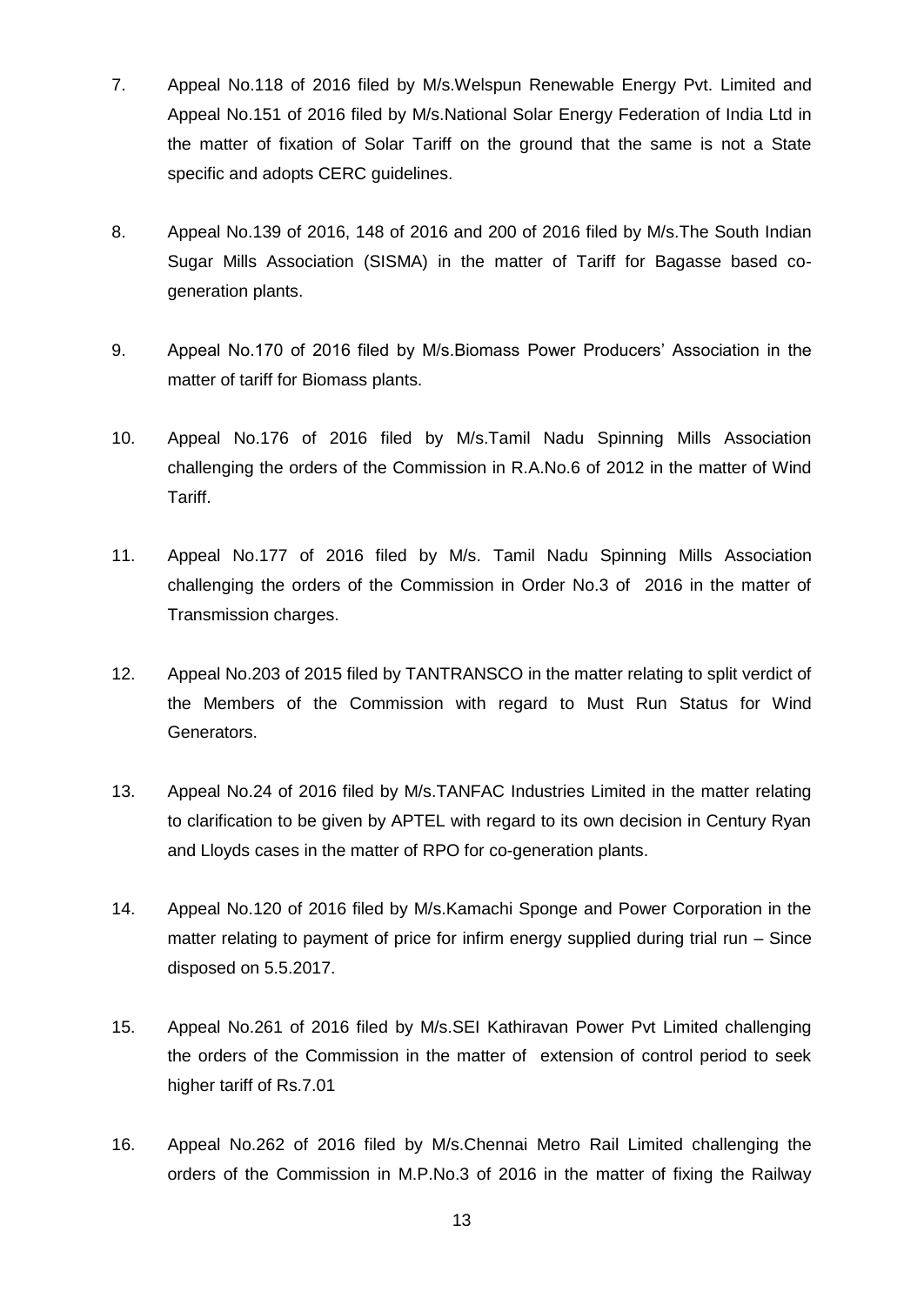7. Appeal No.118 of 2016 filed by M/s.Welspun Renewable Energy Pvt. Limited and Appeal No.151 of 2016 filed by M/s.National Solar Energy Federation of India Ltd in the matter of fixation of Solar Tariff on the ground that the same is not a State specific and adopts CERC guidelines.

8. Appeal No.139 of 2016, 148 of 2016 and 200 of 2016 filed by M/s.The South Indian Sugar Mills Association (SISMA) in the matter of Tariff for Bagasse based co-generation plants.

9. Appeal No.170 of 2016 filed by M/s.Biomass Power Producers' Association in the matter of tariff for Biomass plants.

10. Appeal No.176 of 2016 filed by M/s.Tamil Nadu Spinning Mills Association challenging the orders of the Commission in R.A.No.6 of 2012 in the matter of Wind Tariff.

11. Appeal No.177 of 2016 filed by M/s. Tamil Nadu Spinning Mills Association challenging the orders of the Commission in Order No.3 of 2016 in the matter of Transmission charges.

12. Appeal No.203 of 2015 filed by TANTRANSCO in the matter relating to split verdict of the Members of the Commission with regard to Must Run Status for Wind Generators.

13. Appeal No.24 of 2016 filed by M/s.TANFAC Industries Limited in the matter relating to clarification to be given by APTEL with regard to its own decision in Century Ryan and Lloyds cases in the matter of RPO for co-generation plants.

14. Appeal No.120 of 2016 filed by M/s.Kamachi Sponge and Power Corporation in the matter relating to payment of price for infirm energy supplied during trial run – Since disposed on 5.5.2017.

15. Appeal No.261 of 2016 filed by M/s.SEI Kathiravan Power Pvt Limited challenging the orders of the Commission in the matter of extension of control period to seek higher tariff of Rs.7.01

16. Appeal No.262 of 2016 filed by M/s.Chennai Metro Rail Limited challenging the orders of the Commission in M.P.No.3 of 2016 in the matter of fixing the Railway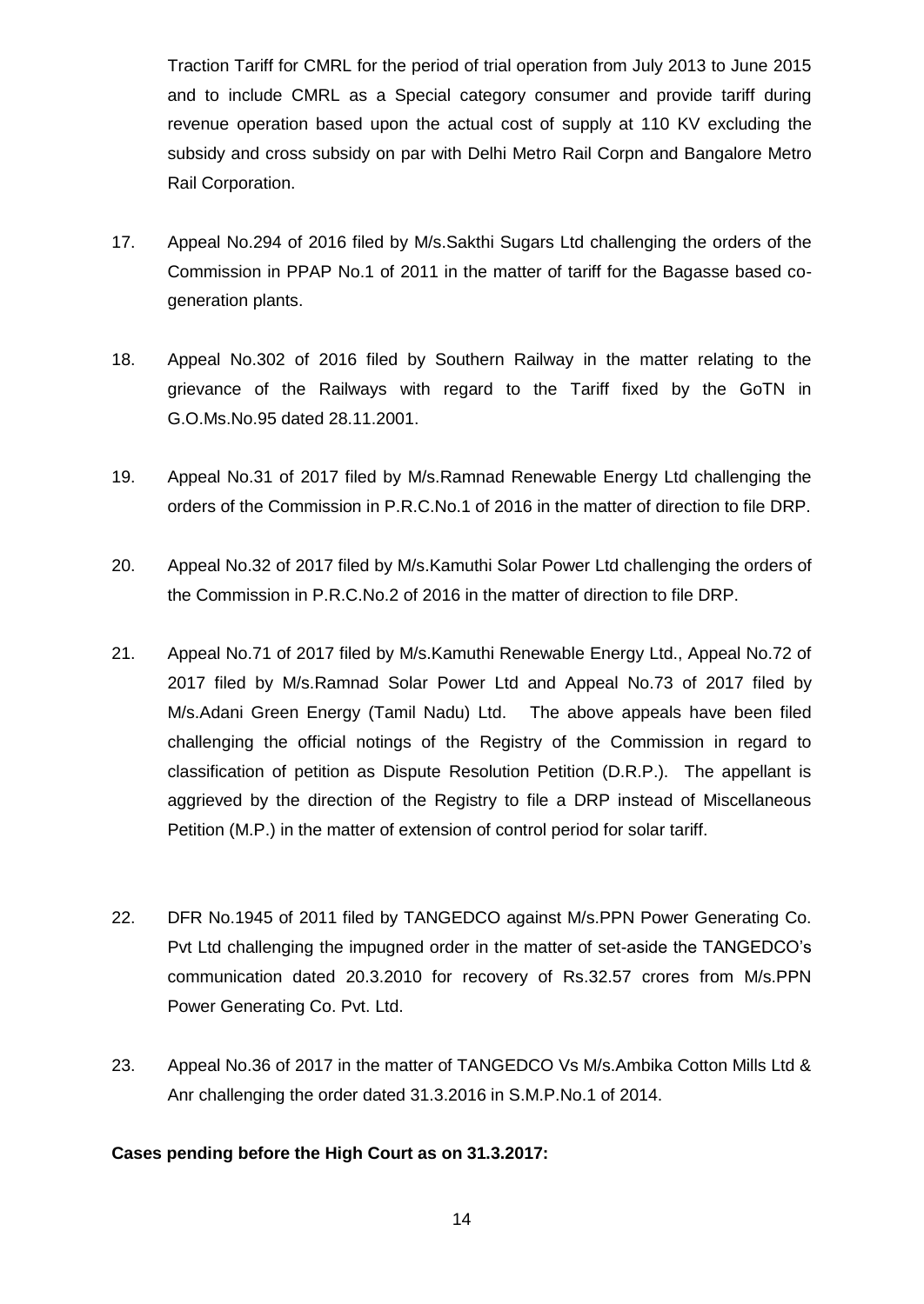Traction Tariff for CMRL for the period of trial operation from July 2013 to June 2015 and to include CMRL as a Special category consumer and provide tariff during revenue operation based upon the actual cost of supply at 110 KV excluding the subsidy and cross subsidy on par with Delhi Metro Rail Corpn and Bangalore Metro Rail Corporation.

17. Appeal No.294 of 2016 filed by M/s.Sakthi Sugars Ltd challenging the orders of the Commission in PPAP No.1 of 2011 in the matter of tariff for the Bagasse based co-generation plants.

18. Appeal No.302 of 2016 filed by Southern Railway in the matter relating to the grievance of the Railways with regard to the Tariff fixed by the GoTN in G.O.Ms.No.95 dated 28.11.2001.

19. Appeal No.31 of 2017 filed by M/s.Ramnad Renewable Energy Ltd challenging the orders of the Commission in P.R.C.No.1 of 2016 in the matter of direction to file DRP.

20. Appeal No.32 of 2017 filed by M/s.Kamuthi Solar Power Ltd challenging the orders of the Commission in P.R.C.No.2 of 2016 in the matter of direction to file DRP.

21. Appeal No.71 of 2017 filed by M/s.Kamuthi Renewable Energy Ltd., Appeal No.72 of 2017 filed by M/s.Ramnad Solar Power Ltd and Appeal No.73 of 2017 filed by M/s.Adani Green Energy (Tamil Nadu) Ltd. The above appeals have been filed challenging the official notings of the Registry of the Commission in regard to classification of petition as Dispute Resolution Petition (D.R.P.). The appellant is aggrieved by the direction of the Registry to file a DRP instead of Miscellaneous Petition (M.P.) in the matter of extension of control period for solar tariff.

22. DFR No.1945 of 2011 filed by TANGEDCO against M/s.PPN Power Generating Co. Pvt Ltd challenging the impugned order in the matter of set-aside the TANGEDCO's communication dated 20.3.2010 for recovery of Rs.32.57 crores from M/s.PPN Power Generating Co. Pvt. Ltd.

23. Appeal No.36 of 2017 in the matter of TANGEDCO Vs M/s.Ambika Cotton Mills Ltd & Anr challenging the order dated 31.3.2016 in S.M.P.No.1 of 2014.

**Cases pending before the High Court as on 31.3.2017:**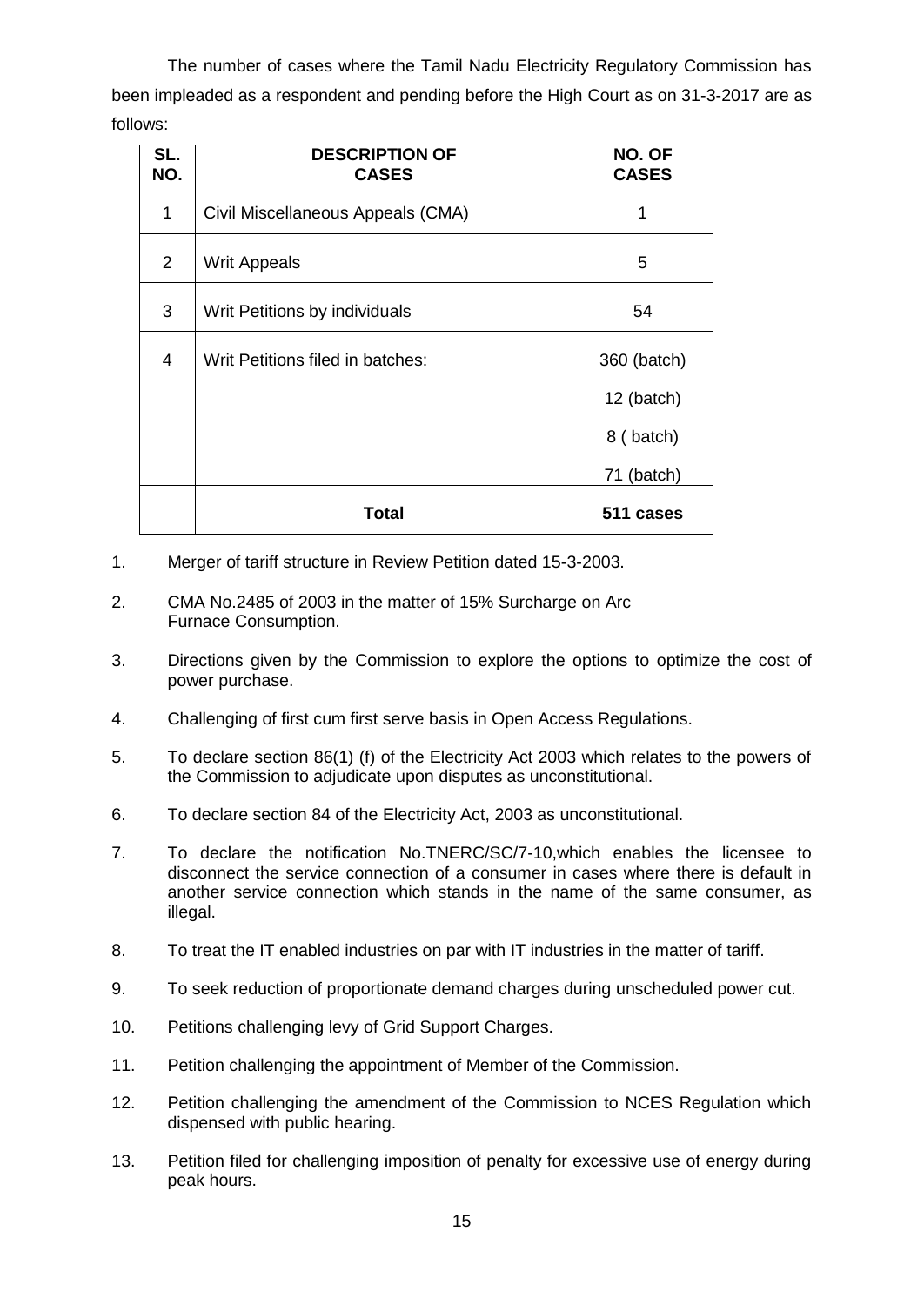The number of cases where the Tamil Nadu Electricity Regulatory Commission has been impleaded as a respondent and pending before the High Court as on 31-3-2017 are as follows:

| SL. NO. | DESCRIPTION OF CASES | NO. OF CASES |
|---|---|---|
| 1 | Civil Miscellaneous Appeals (CMA) | 1 |
| 2 | Writ Appeals | 5 |
| 3 | Writ Petitions by individuals | 54 |
| 4 | Writ Petitions filed in batches: | 360 (batch)<br>12 (batch)<br>8 ( batch)<br>71 (batch) |
| | **Total** | **511 cases** |

1. Merger of tariff structure in Review Petition dated 15-3-2003.
2. CMA No.2485 of 2003 in the matter of 15% Surcharge on Arc Furnace Consumption.
3. Directions given by the Commission to explore the options to optimize the cost of power purchase.
4. Challenging of first cum first serve basis in Open Access Regulations.
5. To declare section 86(1) (f) of the Electricity Act 2003 which relates to the powers of the Commission to adjudicate upon disputes as unconstitutional.
6. To declare section 84 of the Electricity Act, 2003 as unconstitutional.
7. To declare the notification No.TNERC/SC/7-10,which enables the licensee to disconnect the service connection of a consumer in cases where there is default in another service connection which stands in the name of the same consumer, as illegal.
8. To treat the IT enabled industries on par with IT industries in the matter of tariff.
9. To seek reduction of proportionate demand charges during unscheduled power cut.
10. Petitions challenging levy of Grid Support Charges.
11. Petition challenging the appointment of Member of the Commission.
12. Petition challenging the amendment of the Commission to NCES Regulation which dispensed with public hearing.
13. Petition filed for challenging imposition of penalty for excessive use of energy during peak hours.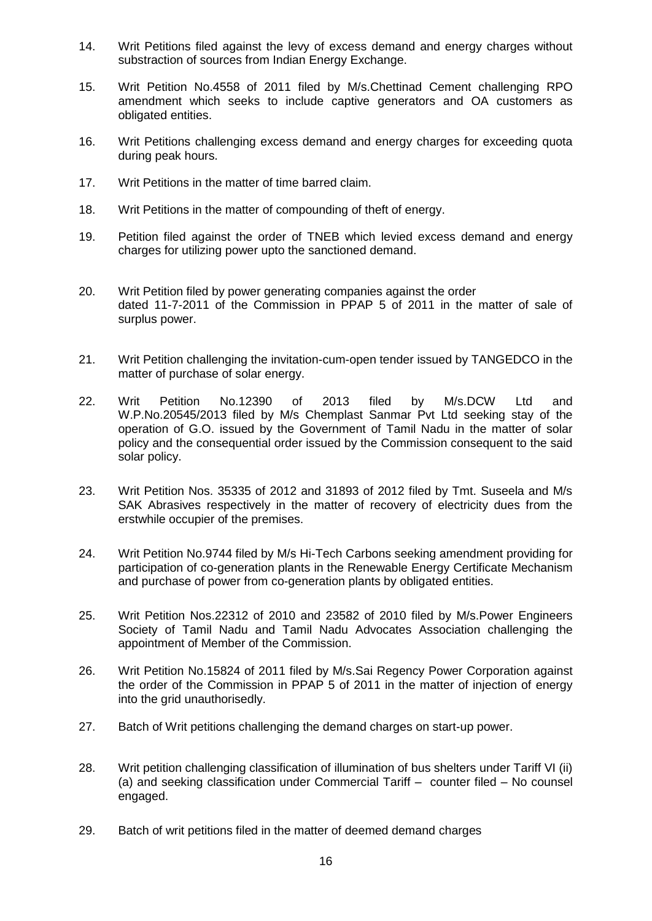14. Writ Petitions filed against the levy of excess demand and energy charges without substraction of sources from Indian Energy Exchange.

15. Writ Petition No.4558 of 2011 filed by M/s.Chettinad Cement challenging RPO amendment which seeks to include captive generators and OA customers as obligated entities.

16. Writ Petitions challenging excess demand and energy charges for exceeding quota during peak hours.

17. Writ Petitions in the matter of time barred claim.

18. Writ Petitions in the matter of compounding of theft of energy.

19. Petition filed against the order of TNEB which levied excess demand and energy charges for utilizing power upto the sanctioned demand.

20. Writ Petition filed by power generating companies against the order dated 11-7-2011 of the Commission in PPAP 5 of 2011 in the matter of sale of surplus power.

21. Writ Petition challenging the invitation-cum-open tender issued by TANGEDCO in the matter of purchase of solar energy.

22. Writ Petition No.12390 of 2013 filed by M/s.DCW Ltd and W.P.No.20545/2013 filed by M/s Chemplast Sanmar Pvt Ltd seeking stay of the operation of G.O. issued by the Government of Tamil Nadu in the matter of solar policy and the consequential order issued by the Commission consequent to the said solar policy.

23. Writ Petition Nos. 35335 of 2012 and 31893 of 2012 filed by Tmt. Suseela and M/s SAK Abrasives respectively in the matter of recovery of electricity dues from the erstwhile occupier of the premises.

24. Writ Petition No.9744 filed by M/s Hi-Tech Carbons seeking amendment providing for participation of co-generation plants in the Renewable Energy Certificate Mechanism and purchase of power from co-generation plants by obligated entities.

25. Writ Petition Nos.22312 of 2010 and 23582 of 2010 filed by M/s.Power Engineers Society of Tamil Nadu and Tamil Nadu Advocates Association challenging the appointment of Member of the Commission.

26. Writ Petition No.15824 of 2011 filed by M/s.Sai Regency Power Corporation against the order of the Commission in PPAP 5 of 2011 in the matter of injection of energy into the grid unauthorisedly.

27. Batch of Writ petitions challenging the demand charges on start-up power.

28. Writ petition challenging classification of illumination of bus shelters under Tariff VI (ii) (a) and seeking classification under Commercial Tariff – counter filed – No counsel engaged.

29. Batch of writ petitions filed in the matter of deemed demand charges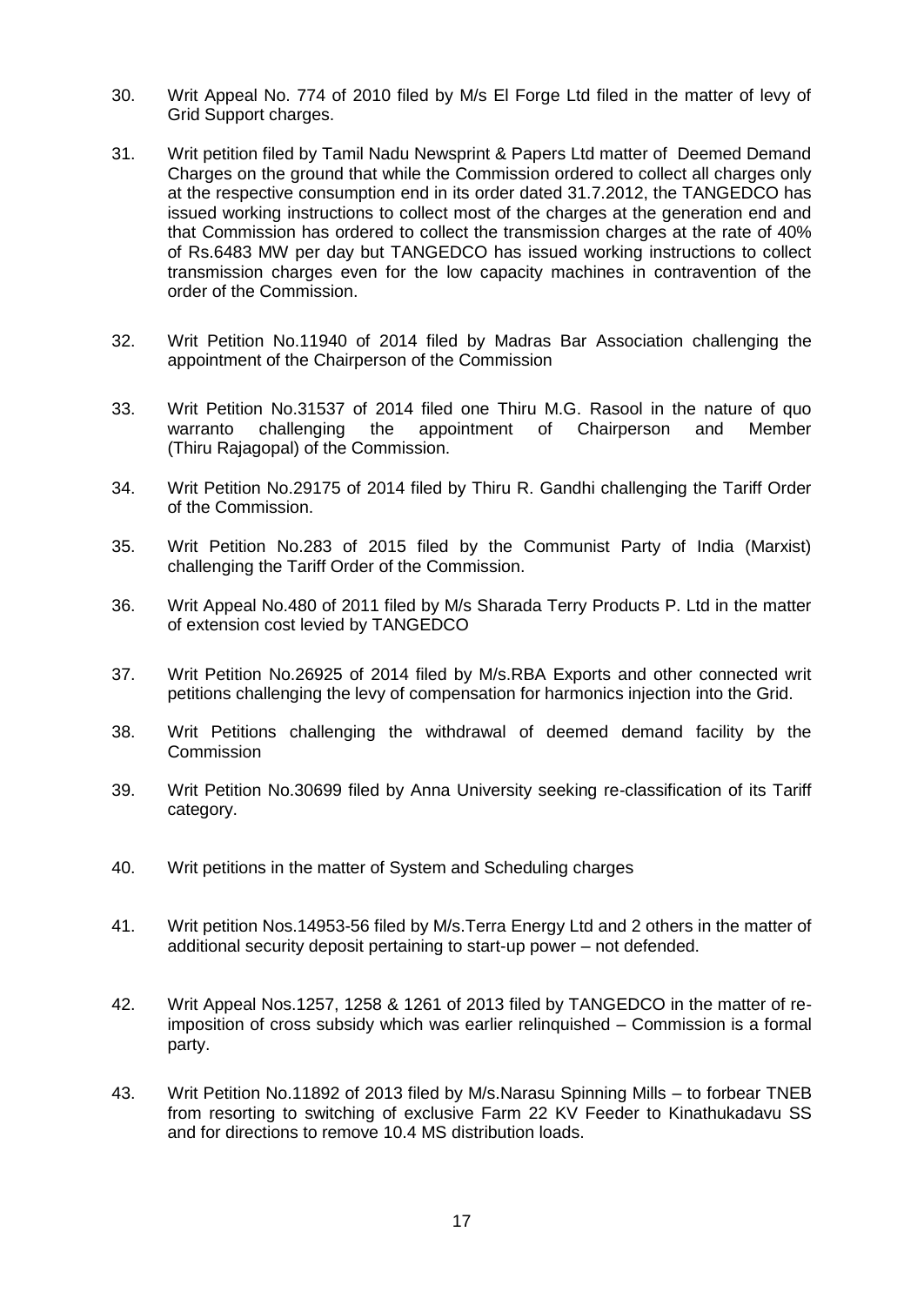30. Writ Appeal No. 774 of 2010 filed by M/s El Forge Ltd filed in the matter of levy of Grid Support charges.

31. Writ petition filed by Tamil Nadu Newsprint & Papers Ltd matter of Deemed Demand Charges on the ground that while the Commission ordered to collect all charges only at the respective consumption end in its order dated 31.7.2012, the TANGEDCO has issued working instructions to collect most of the charges at the generation end and that Commission has ordered to collect the transmission charges at the rate of 40% of Rs.6483 MW per day but TANGEDCO has issued working instructions to collect transmission charges even for the low capacity machines in contravention of the order of the Commission.

32. Writ Petition No.11940 of 2014 filed by Madras Bar Association challenging the appointment of the Chairperson of the Commission

33. Writ Petition No.31537 of 2014 filed one Thiru M.G. Rasool in the nature of quo warranto challenging the appointment of Chairperson and Member (Thiru Rajagopal) of the Commission.

34. Writ Petition No.29175 of 2014 filed by Thiru R. Gandhi challenging the Tariff Order of the Commission.

35. Writ Petition No.283 of 2015 filed by the Communist Party of India (Marxist) challenging the Tariff Order of the Commission.

36. Writ Appeal No.480 of 2011 filed by M/s Sharada Terry Products P. Ltd in the matter of extension cost levied by TANGEDCO

37. Writ Petition No.26925 of 2014 filed by M/s.RBA Exports and other connected writ petitions challenging the levy of compensation for harmonics injection into the Grid.

38. Writ Petitions challenging the withdrawal of deemed demand facility by the Commission

39. Writ Petition No.30699 filed by Anna University seeking re-classification of its Tariff category.

40. Writ petitions in the matter of System and Scheduling charges

41. Writ petition Nos.14953-56 filed by M/s.Terra Energy Ltd and 2 others in the matter of additional security deposit pertaining to start-up power – not defended.

42. Writ Appeal Nos.1257, 1258 & 1261 of 2013 filed by TANGEDCO in the matter of re-imposition of cross subsidy which was earlier relinquished – Commission is a formal party.

43. Writ Petition No.11892 of 2013 filed by M/s.Narasu Spinning Mills – to forbear TNEB from resorting to switching of exclusive Farm 22 KV Feeder to Kinathukadavu SS and for directions to remove 10.4 MS distribution loads.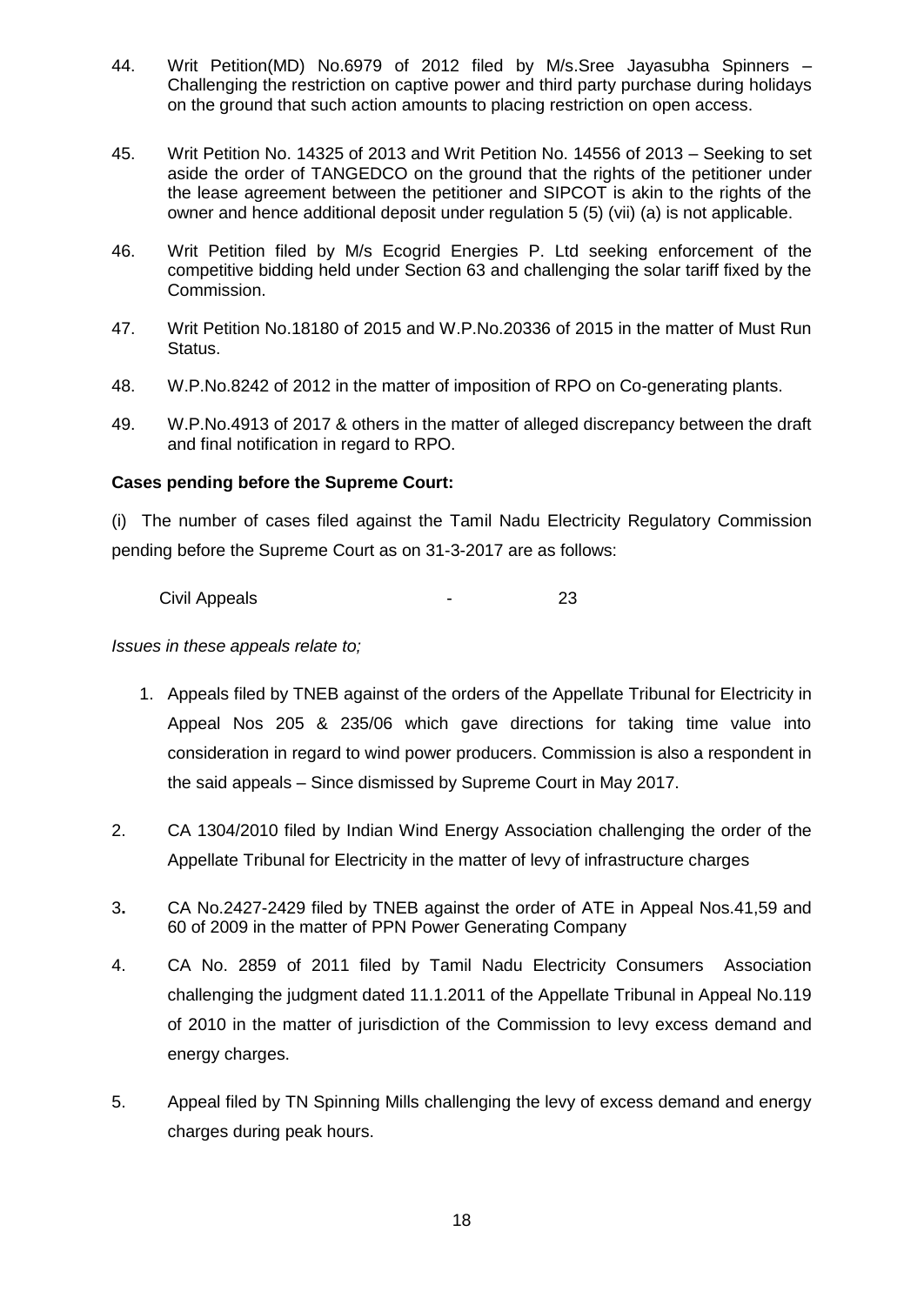44. Writ Petition(MD) No.6979 of 2012 filed by M/s.Sree Jayasubha Spinners – Challenging the restriction on captive power and third party purchase during holidays on the ground that such action amounts to placing restriction on open access.

45. Writ Petition No. 14325 of 2013 and Writ Petition No. 14556 of 2013 – Seeking to set aside the order of TANGEDCO on the ground that the rights of the petitioner under the lease agreement between the petitioner and SIPCOT is akin to the rights of the owner and hence additional deposit under regulation 5 (5) (vii) (a) is not applicable.

46. Writ Petition filed by M/s Ecogrid Energies P. Ltd seeking enforcement of the competitive bidding held under Section 63 and challenging the solar tariff fixed by the Commission.

47. Writ Petition No.18180 of 2015 and W.P.No.20336 of 2015 in the matter of Must Run Status.

48. W.P.No.8242 of 2012 in the matter of imposition of RPO on Co-generating plants.

49. W.P.No.4913 of 2017 & others in the matter of alleged discrepancy between the draft and final notification in regard to RPO.

**Cases pending before the Supreme Court:**

(i) The number of cases filed against the Tamil Nadu Electricity Regulatory Commission pending before the Supreme Court as on 31-3-2017 are as follows:

Civil Appeals - 23

*Issues in these appeals relate to;*

1. Appeals filed by TNEB against of the orders of the Appellate Tribunal for Electricity in Appeal Nos 205 & 235/06 which gave directions for taking time value into consideration in regard to wind power producers. Commission is also a respondent in the said appeals – Since dismissed by Supreme Court in May 2017.

2. CA 1304/2010 filed by Indian Wind Energy Association challenging the order of the Appellate Tribunal for Electricity in the matter of levy of infrastructure charges

3. CA No.2427-2429 filed by TNEB against the order of ATE in Appeal Nos.41,59 and 60 of 2009 in the matter of PPN Power Generating Company

4. CA No. 2859 of 2011 filed by Tamil Nadu Electricity Consumers Association challenging the judgment dated 11.1.2011 of the Appellate Tribunal in Appeal No.119 of 2010 in the matter of jurisdiction of the Commission to levy excess demand and energy charges.

5. Appeal filed by TN Spinning Mills challenging the levy of excess demand and energy charges during peak hours.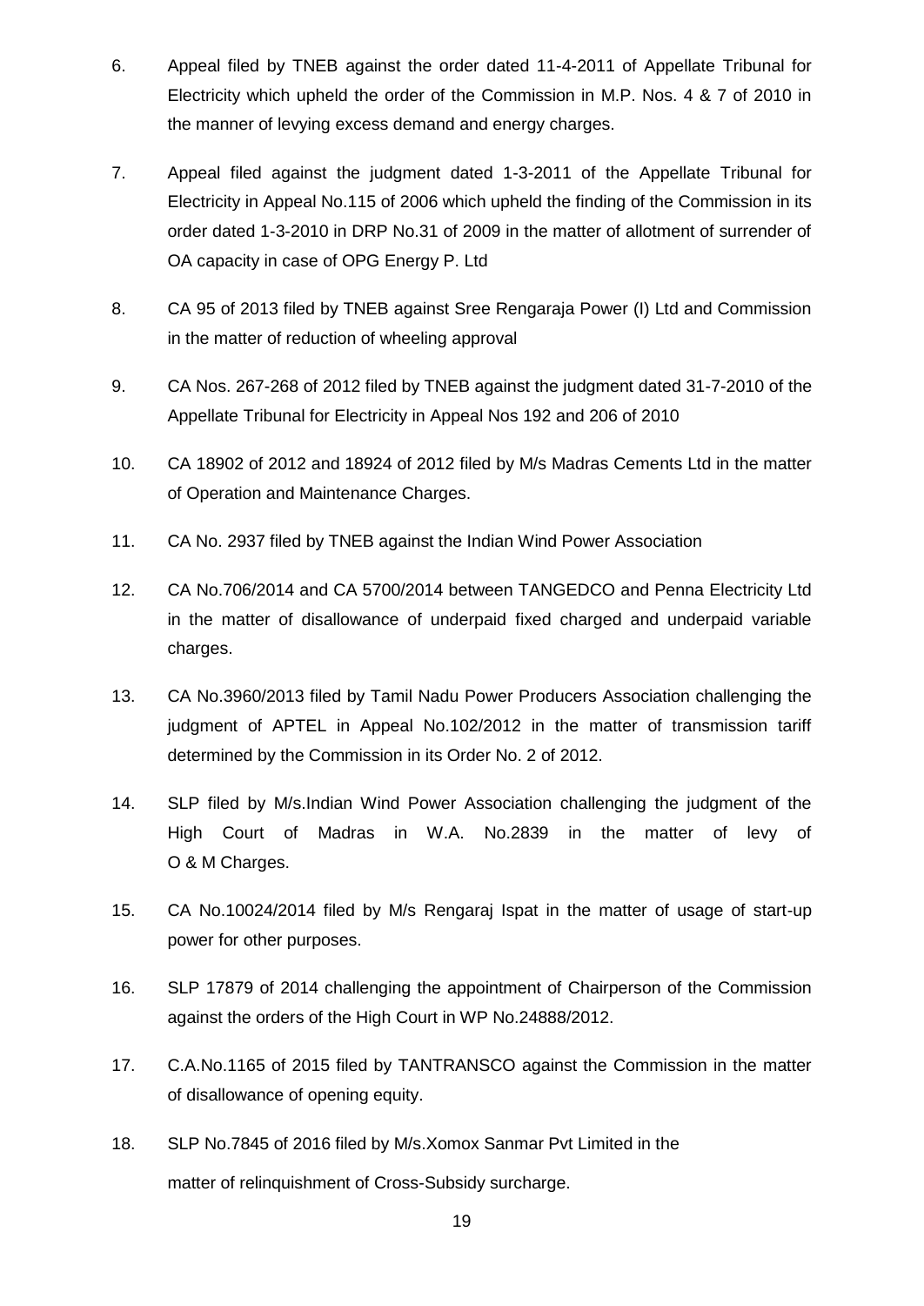6. Appeal filed by TNEB against the order dated 11-4-2011 of Appellate Tribunal for Electricity which upheld the order of the Commission in M.P. Nos. 4 & 7 of 2010 in the manner of levying excess demand and energy charges.

7. Appeal filed against the judgment dated 1-3-2011 of the Appellate Tribunal for Electricity in Appeal No.115 of 2006 which upheld the finding of the Commission in its order dated 1-3-2010 in DRP No.31 of 2009 in the matter of allotment of surrender of OA capacity in case of OPG Energy P. Ltd

8. CA 95 of 2013 filed by TNEB against Sree Rengaraja Power (I) Ltd and Commission in the matter of reduction of wheeling approval

9. CA Nos. 267-268 of 2012 filed by TNEB against the judgment dated 31-7-2010 of the Appellate Tribunal for Electricity in Appeal Nos 192 and 206 of 2010

10. CA 18902 of 2012 and 18924 of 2012 filed by M/s Madras Cements Ltd in the matter of Operation and Maintenance Charges.

11. CA No. 2937 filed by TNEB against the Indian Wind Power Association

12. CA No.706/2014 and CA 5700/2014 between TANGEDCO and Penna Electricity Ltd in the matter of disallowance of underpaid fixed charged and underpaid variable charges.

13. CA No.3960/2013 filed by Tamil Nadu Power Producers Association challenging the judgment of APTEL in Appeal No.102/2012 in the matter of transmission tariff determined by the Commission in its Order No. 2 of 2012.

14. SLP filed by M/s.Indian Wind Power Association challenging the judgment of the High Court of Madras in W.A. No.2839 in the matter of levy of O & M Charges.

15. CA No.10024/2014 filed by M/s Rengaraj Ispat in the matter of usage of start-up power for other purposes.

16. SLP 17879 of 2014 challenging the appointment of Chairperson of the Commission against the orders of the High Court in WP No.24888/2012.

17. C.A.No.1165 of 2015 filed by TANTRANSCO against the Commission in the matter of disallowance of opening equity.

18. SLP No.7845 of 2016 filed by M/s.Xomox Sanmar Pvt Limited in the matter of relinquishment of Cross-Subsidy surcharge.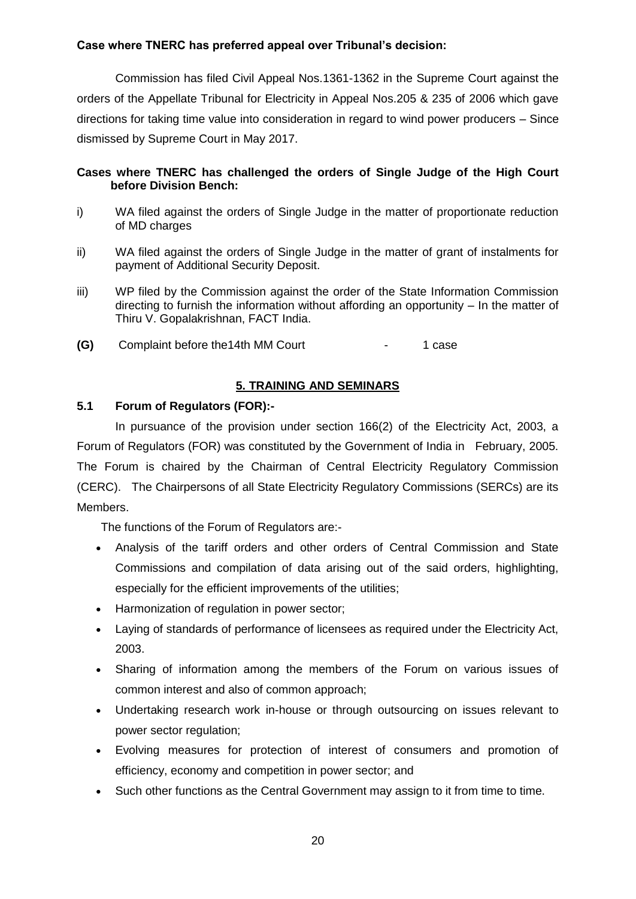**Case where TNERC has preferred appeal over Tribunal's decision:**

Commission has filed Civil Appeal Nos.1361-1362 in the Supreme Court against the orders of the Appellate Tribunal for Electricity in Appeal Nos.205 & 235 of 2006 which gave directions for taking time value into consideration in regard to wind power producers – Since dismissed by Supreme Court in May 2017.

**Cases where TNERC has challenged the orders of Single Judge of the High Court before Division Bench:**

i) WA filed against the orders of Single Judge in the matter of proportionate reduction of MD charges

ii) WA filed against the orders of Single Judge in the matter of grant of instalments for payment of Additional Security Deposit.

iii) WP filed by the Commission against the order of the State Information Commission directing to furnish the information without affording an opportunity – In the matter of Thiru V. Gopalakrishnan, FACT India.

**(G)** Complaint before the14th MM Court - 1 case

## 5. TRAINING AND SEMINARS

### 5.1 Forum of Regulators (FOR):-

In pursuance of the provision under section 166(2) of the Electricity Act, 2003, a Forum of Regulators (FOR) was constituted by the Government of India in February, 2005. The Forum is chaired by the Chairman of Central Electricity Regulatory Commission (CERC). The Chairpersons of all State Electricity Regulatory Commissions (SERCs) are its Members.

The functions of the Forum of Regulators are:-

- Analysis of the tariff orders and other orders of Central Commission and State Commissions and compilation of data arising out of the said orders, highlighting, especially for the efficient improvements of the utilities;
- Harmonization of regulation in power sector;
- Laying of standards of performance of licensees as required under the Electricity Act, 2003.
- Sharing of information among the members of the Forum on various issues of common interest and also of common approach;
- Undertaking research work in-house or through outsourcing on issues relevant to power sector regulation;
- Evolving measures for protection of interest of consumers and promotion of efficiency, economy and competition in power sector; and
- Such other functions as the Central Government may assign to it from time to time.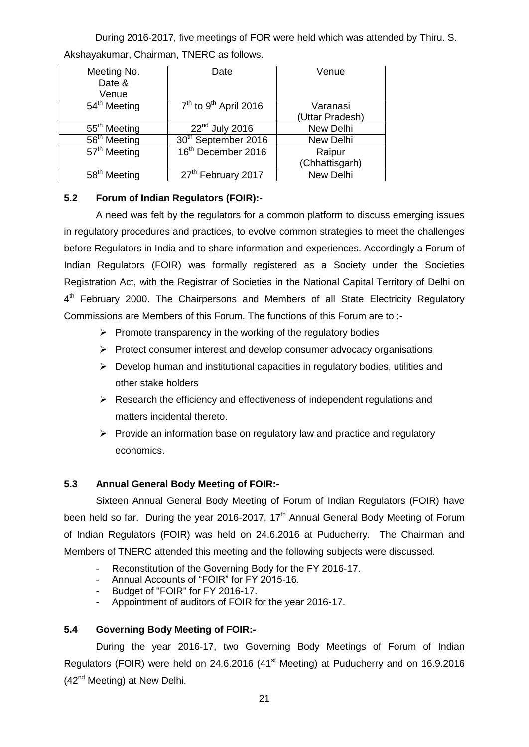During 2016-2017, five meetings of FOR were held which was attended by Thiru. S. Akshayakumar, Chairman, TNERC as follows.

| Meeting No. Date & Venue | Date | Venue |
|---|---|---|
| 54th Meeting | 7th to 9th April 2016 | Varanasi (Uttar Pradesh) |
| 55th Meeting | 22nd July 2016 | New Delhi |
| 56th Meeting | 30th September 2016 | New Delhi |
| 57th Meeting | 16th December 2016 | Raipur (Chhattisgarh) |
| 58th Meeting | 27th February 2017 | New Delhi |

### 5.2 Forum of Indian Regulators (FOIR):-

A need was felt by the regulators for a common platform to discuss emerging issues in regulatory procedures and practices, to evolve common strategies to meet the challenges before Regulators in India and to share information and experiences. Accordingly a Forum of Indian Regulators (FOIR) was formally registered as a Society under the Societies Registration Act, with the Registrar of Societies in the National Capital Territory of Delhi on 4th February 2000. The Chairpersons and Members of all State Electricity Regulatory Commissions are Members of this Forum. The functions of this Forum are to :-

- Promote transparency in the working of the regulatory bodies
- Protect consumer interest and develop consumer advocacy organisations
- Develop human and institutional capacities in regulatory bodies, utilities and other stake holders
- Research the efficiency and effectiveness of independent regulations and matters incidental thereto.
- Provide an information base on regulatory law and practice and regulatory economics.

### 5.3 Annual General Body Meeting of FOIR:-

Sixteen Annual General Body Meeting of Forum of Indian Regulators (FOIR) have been held so far. During the year 2016-2017, 17th Annual General Body Meeting of Forum of Indian Regulators (FOIR) was held on 24.6.2016 at Puducherry. The Chairman and Members of TNERC attended this meeting and the following subjects were discussed.

- Reconstitution of the Governing Body for the FY 2016-17.
- Annual Accounts of "FOIR" for FY 2015-16.
- Budget of "FOIR" for FY 2016-17.
- Appointment of auditors of FOIR for the year 2016-17.

### 5.4 Governing Body Meeting of FOIR:-

During the year 2016-17, two Governing Body Meetings of Forum of Indian Regulators (FOIR) were held on 24.6.2016 (41st Meeting) at Puducherry and on 16.9.2016 (42nd Meeting) at New Delhi.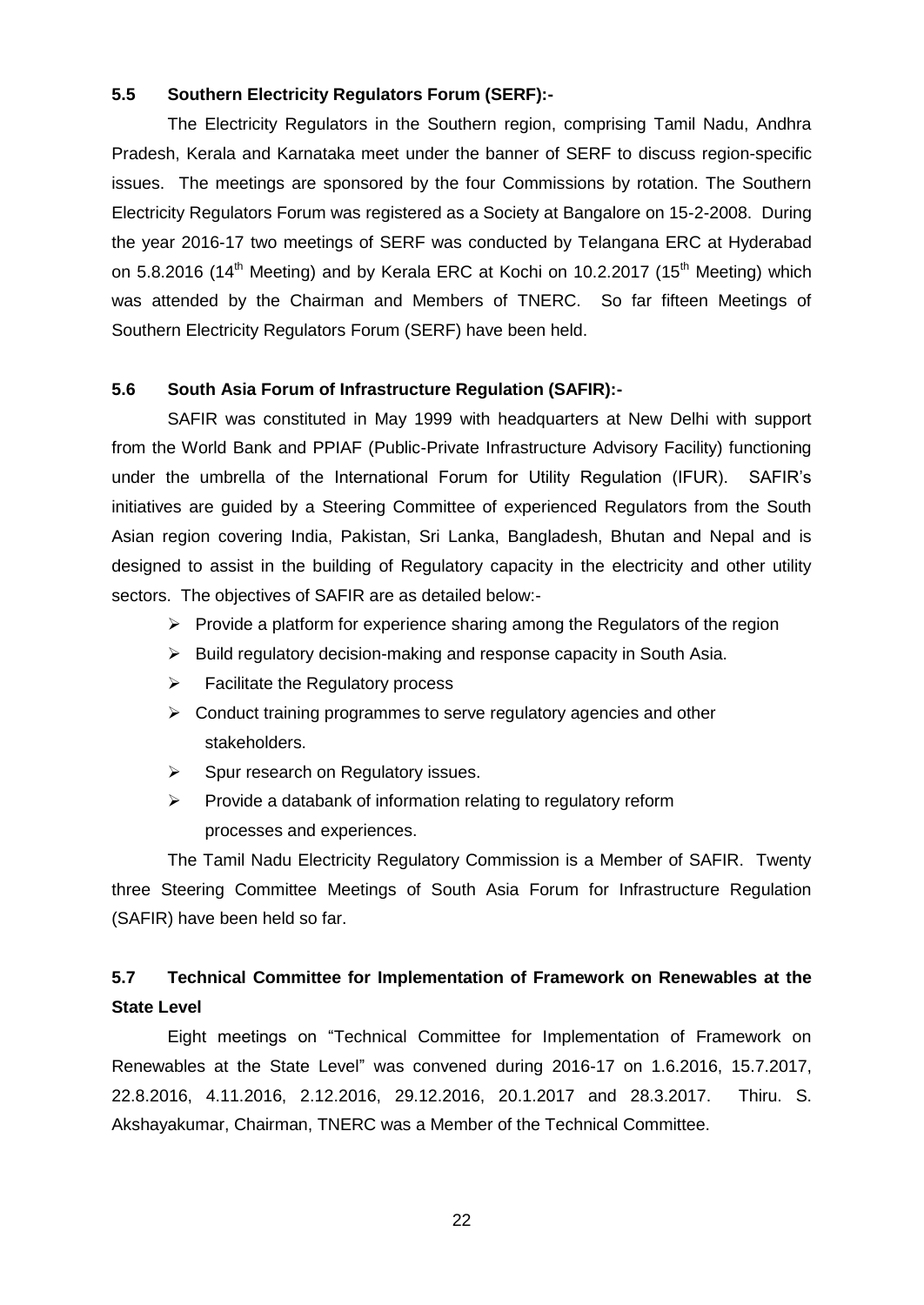### 5.5 Southern Electricity Regulators Forum (SERF):-

The Electricity Regulators in the Southern region, comprising Tamil Nadu, Andhra Pradesh, Kerala and Karnataka meet under the banner of SERF to discuss region-specific issues. The meetings are sponsored by the four Commissions by rotation. The Southern Electricity Regulators Forum was registered as a Society at Bangalore on 15-2-2008. During the year 2016-17 two meetings of SERF was conducted by Telangana ERC at Hyderabad on 5.8.2016 (14th Meeting) and by Kerala ERC at Kochi on 10.2.2017 (15th Meeting) which was attended by the Chairman and Members of TNERC. So far fifteen Meetings of Southern Electricity Regulators Forum (SERF) have been held.

### 5.6 South Asia Forum of Infrastructure Regulation (SAFIR):-

SAFIR was constituted in May 1999 with headquarters at New Delhi with support from the World Bank and PPIAF (Public-Private Infrastructure Advisory Facility) functioning under the umbrella of the International Forum for Utility Regulation (IFUR). SAFIR's initiatives are guided by a Steering Committee of experienced Regulators from the South Asian region covering India, Pakistan, Sri Lanka, Bangladesh, Bhutan and Nepal and is designed to assist in the building of Regulatory capacity in the electricity and other utility sectors. The objectives of SAFIR are as detailed below:-

- Provide a platform for experience sharing among the Regulators of the region
- Build regulatory decision-making and response capacity in South Asia.
- Facilitate the Regulatory process
- Conduct training programmes to serve regulatory agencies and other stakeholders.
- Spur research on Regulatory issues.
- Provide a databank of information relating to regulatory reform processes and experiences.

The Tamil Nadu Electricity Regulatory Commission is a Member of SAFIR. Twenty three Steering Committee Meetings of South Asia Forum for Infrastructure Regulation (SAFIR) have been held so far.

### 5.7 Technical Committee for Implementation of Framework on Renewables at the State Level

Eight meetings on "Technical Committee for Implementation of Framework on Renewables at the State Level" was convened during 2016-17 on 1.6.2016, 15.7.2017, 22.8.2016, 4.11.2016, 2.12.2016, 29.12.2016, 20.1.2017 and 28.3.2017. Thiru. S. Akshayakumar, Chairman, TNERC was a Member of the Technical Committee.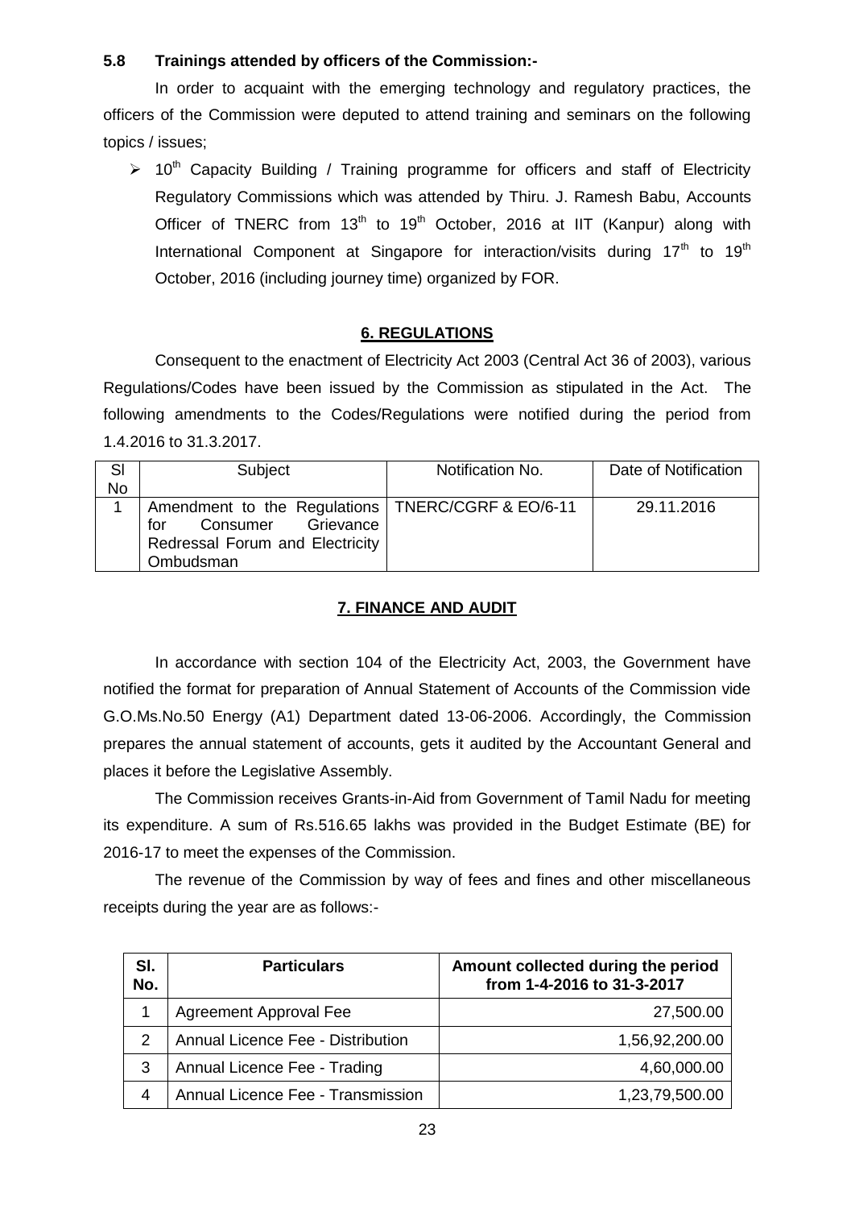### 5.8 Trainings attended by officers of the Commission:-

In order to acquaint with the emerging technology and regulatory practices, the officers of the Commission were deputed to attend training and seminars on the following topics / issues;

- 10th Capacity Building / Training programme for officers and staff of Electricity Regulatory Commissions which was attended by Thiru. J. Ramesh Babu, Accounts Officer of TNERC from 13th to 19th October, 2016 at IIT (Kanpur) along with International Component at Singapore for interaction/visits during 17th to 19th October, 2016 (including journey time) organized by FOR.

## 6. REGULATIONS

Consequent to the enactment of Electricity Act 2003 (Central Act 36 of 2003), various Regulations/Codes have been issued by the Commission as stipulated in the Act. The following amendments to the Codes/Regulations were notified during the period from 1.4.2016 to 31.3.2017.

| Sl No | Subject | Notification No. | Date of Notification |
|---|---|---|---|
| 1 | Amendment to the Regulations for Consumer Grievance Redressal Forum and Electricity Ombudsman | TNERC/CGRF & EO/6-11 | 29.11.2016 |

## 7. FINANCE AND AUDIT

In accordance with section 104 of the Electricity Act, 2003, the Government have notified the format for preparation of Annual Statement of Accounts of the Commission vide G.O.Ms.No.50 Energy (A1) Department dated 13-06-2006. Accordingly, the Commission prepares the annual statement of accounts, gets it audited by the Accountant General and places it before the Legislative Assembly.

The Commission receives Grants-in-Aid from Government of Tamil Nadu for meeting its expenditure. A sum of Rs.516.65 lakhs was provided in the Budget Estimate (BE) for 2016-17 to meet the expenses of the Commission.

The revenue of the Commission by way of fees and fines and other miscellaneous receipts during the year are as follows:-

| Sl. No. | Particulars | Amount collected during the period from 1-4-2016 to 31-3-2017 |
|---|---|---|
| 1 | Agreement Approval Fee | 27,500.00 |
| 2 | Annual Licence Fee - Distribution | 1,56,92,200.00 |
| 3 | Annual Licence Fee - Trading | 4,60,000.00 |
| 4 | Annual Licence Fee - Transmission | 1,23,79,500.00 |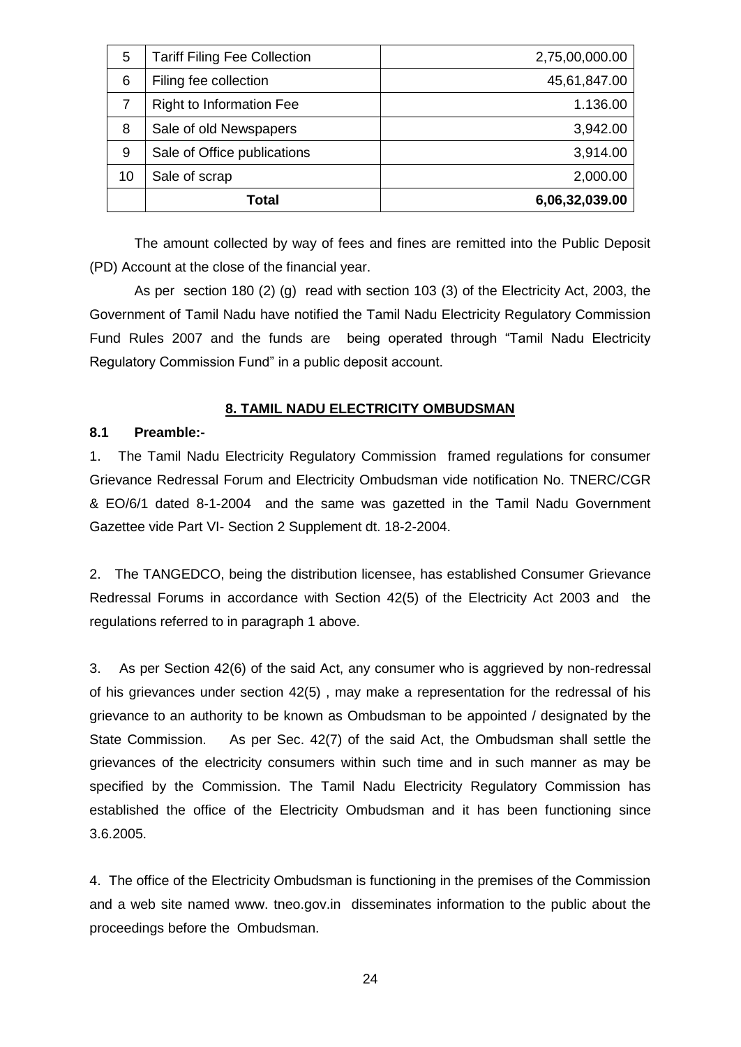| 5 | Tariff Filing Fee Collection | 2,75,00,000.00 |
|---|---|---|
| 6 | Filing fee collection | 45,61,847.00 |
| 7 | Right to Information Fee | 1.136.00 |
| 8 | Sale of old Newspapers | 3,942.00 |
| 9 | Sale of Office publications | 3,914.00 |
| 10 | Sale of scrap | 2,000.00 |
| | **Total** | **6,06,32,039.00** |

The amount collected by way of fees and fines are remitted into the Public Deposit (PD) Account at the close of the financial year.

As per section 180 (2) (g) read with section 103 (3) of the Electricity Act, 2003, the Government of Tamil Nadu have notified the Tamil Nadu Electricity Regulatory Commission Fund Rules 2007 and the funds are being operated through "Tamil Nadu Electricity Regulatory Commission Fund" in a public deposit account.

## 8. TAMIL NADU ELECTRICITY OMBUDSMAN

### 8.1 Preamble:-

1. The Tamil Nadu Electricity Regulatory Commission framed regulations for consumer Grievance Redressal Forum and Electricity Ombudsman vide notification No. TNERC/CGR & EO/6/1 dated 8-1-2004 and the same was gazetted in the Tamil Nadu Government Gazettee vide Part VI- Section 2 Supplement dt. 18-2-2004.

2. The TANGEDCO, being the distribution licensee, has established Consumer Grievance Redressal Forums in accordance with Section 42(5) of the Electricity Act 2003 and the regulations referred to in paragraph 1 above.

3. As per Section 42(6) of the said Act, any consumer who is aggrieved by non-redressal of his grievances under section 42(5) , may make a representation for the redressal of his grievance to an authority to be known as Ombudsman to be appointed / designated by the State Commission. As per Sec. 42(7) of the said Act, the Ombudsman shall settle the grievances of the electricity consumers within such time and in such manner as may be specified by the Commission. The Tamil Nadu Electricity Regulatory Commission has established the office of the Electricity Ombudsman and it has been functioning since 3.6.2005.

4. The office of the Electricity Ombudsman is functioning in the premises of the Commission and a web site named www. tneo.gov.in disseminates information to the public about the proceedings before the Ombudsman.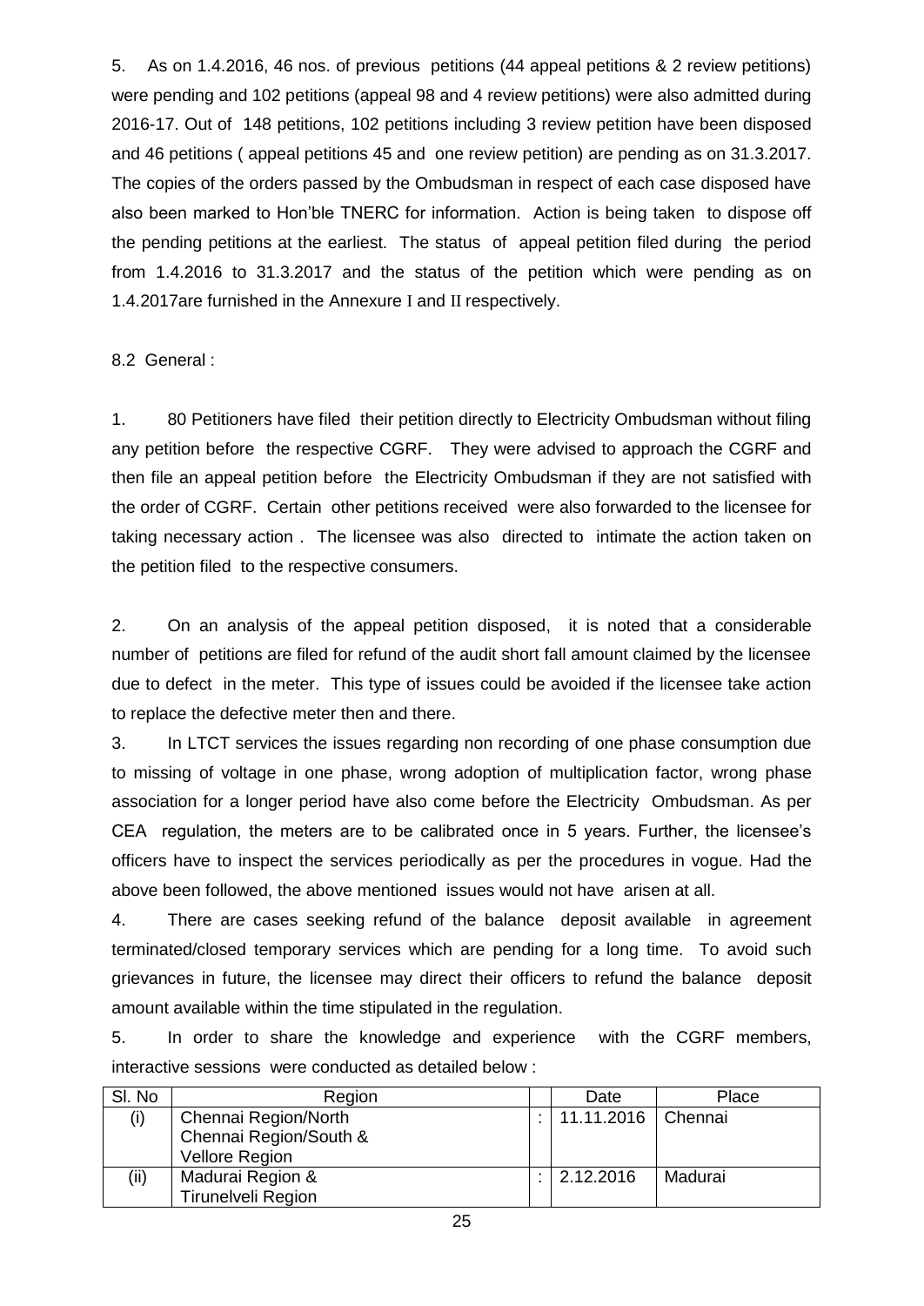5. As on 1.4.2016, 46 nos. of previous petitions (44 appeal petitions & 2 review petitions) were pending and 102 petitions (appeal 98 and 4 review petitions) were also admitted during 2016-17. Out of 148 petitions, 102 petitions including 3 review petition have been disposed and 46 petitions ( appeal petitions 45 and one review petition) are pending as on 31.3.2017. The copies of the orders passed by the Ombudsman in respect of each case disposed have also been marked to Hon'ble TNERC for information. Action is being taken to dispose off the pending petitions at the earliest. The status of appeal petition filed during the period from 1.4.2016 to 31.3.2017 and the status of the petition which were pending as on 1.4.2017are furnished in the Annexure I and II respectively.

8.2 General :

1. 80 Petitioners have filed their petition directly to Electricity Ombudsman without filing any petition before the respective CGRF. They were advised to approach the CGRF and then file an appeal petition before the Electricity Ombudsman if they are not satisfied with the order of CGRF. Certain other petitions received were also forwarded to the licensee for taking necessary action . The licensee was also directed to intimate the action taken on the petition filed to the respective consumers.

2. On an analysis of the appeal petition disposed, it is noted that a considerable number of petitions are filed for refund of the audit short fall amount claimed by the licensee due to defect in the meter. This type of issues could be avoided if the licensee take action to replace the defective meter then and there.

3. In LTCT services the issues regarding non recording of one phase consumption due to missing of voltage in one phase, wrong adoption of multiplication factor, wrong phase association for a longer period have also come before the Electricity Ombudsman. As per CEA regulation, the meters are to be calibrated once in 5 years. Further, the licensee's officers have to inspect the services periodically as per the procedures in vogue. Had the above been followed, the above mentioned issues would not have arisen at all.

4. There are cases seeking refund of the balance deposit available in agreement terminated/closed temporary services which are pending for a long time. To avoid such grievances in future, the licensee may direct their officers to refund the balance deposit amount available within the time stipulated in the regulation.

5. In order to share the knowledge and experience with the CGRF members, interactive sessions were conducted as detailed below :

| Sl. No | Region | | Date | Place |
|---|---|---|---|---|
| (i) | Chennai Region/North Chennai Region/South & Vellore Region | : | 11.11.2016 | Chennai |
| (ii) | Madurai Region & Tirunelveli Region | : | 2.12.2016 | Madurai |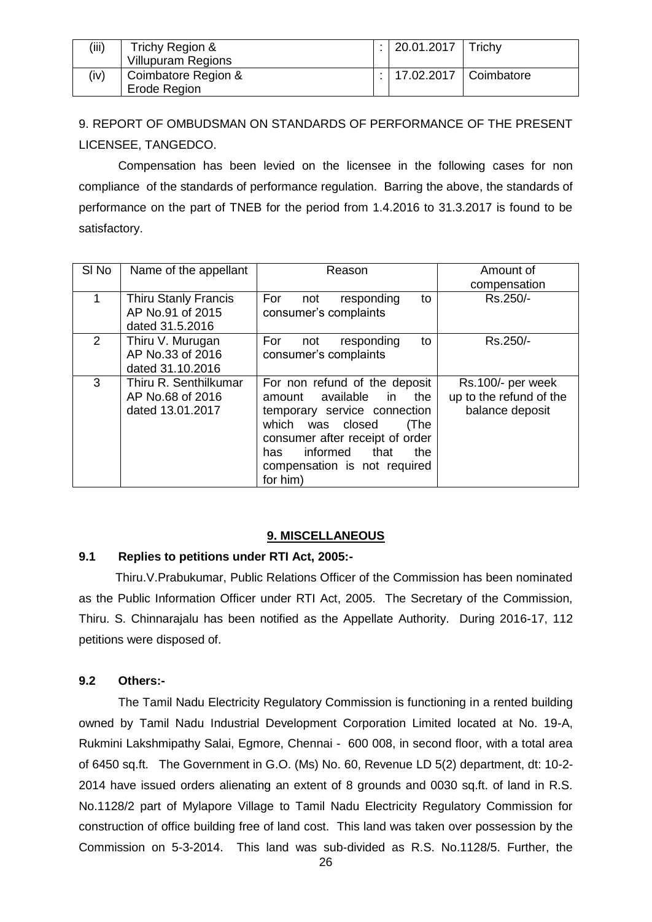| (iii) | Trichy Region & Villupuram Regions | : | 20.01.2017 | Trichy |
|---|---|---|---|---|
| (iv) | Coimbatore Region & Erode Region | : | 17.02.2017 | Coimbatore |

9. REPORT OF OMBUDSMAN ON STANDARDS OF PERFORMANCE OF THE PRESENT LICENSEE, TANGEDCO.

Compensation has been levied on the licensee in the following cases for non compliance of the standards of performance regulation. Barring the above, the standards of performance on the part of TNEB for the period from 1.4.2016 to 31.3.2017 is found to be satisfactory.

| Sl No | Name of the appellant | Reason | Amount of compensation |
|---|---|---|---|
| 1 | Thiru Stanly Francis AP No.91 of 2015 dated 31.5.2016 | For not responding to consumer's complaints | Rs.250/- |
| 2 | Thiru V. Murugan AP No.33 of 2016 dated 31.10.2016 | For not responding to consumer's complaints | Rs.250/- |
| 3 | Thiru R. Senthilkumar AP No.68 of 2016 dated 13.01.2017 | For non refund of the deposit amount available in the temporary service connection which was closed (The consumer after receipt of order has informed that the compensation is not required for him) | Rs.100/- per week up to the refund of the balance deposit |

## 9. MISCELLANEOUS

### 9.1 Replies to petitions under RTI Act, 2005:-

Thiru.V.Prabukumar, Public Relations Officer of the Commission has been nominated as the Public Information Officer under RTI Act, 2005. The Secretary of the Commission, Thiru. S. Chinnarajalu has been notified as the Appellate Authority. During 2016-17, 112 petitions were disposed of.

### 9.2 Others:-

The Tamil Nadu Electricity Regulatory Commission is functioning in a rented building owned by Tamil Nadu Industrial Development Corporation Limited located at No. 19-A, Rukmini Lakshmipathy Salai, Egmore, Chennai - 600 008, in second floor, with a total area of 6450 sq.ft. The Government in G.O. (Ms) No. 60, Revenue LD 5(2) department, dt: 10-2-2014 have issued orders alienating an extent of 8 grounds and 0030 sq.ft. of land in R.S. No.1128/2 part of Mylapore Village to Tamil Nadu Electricity Regulatory Commission for construction of office building free of land cost. This land was taken over possession by the Commission on 5-3-2014. This land was sub-divided as R.S. No.1128/5. Further, the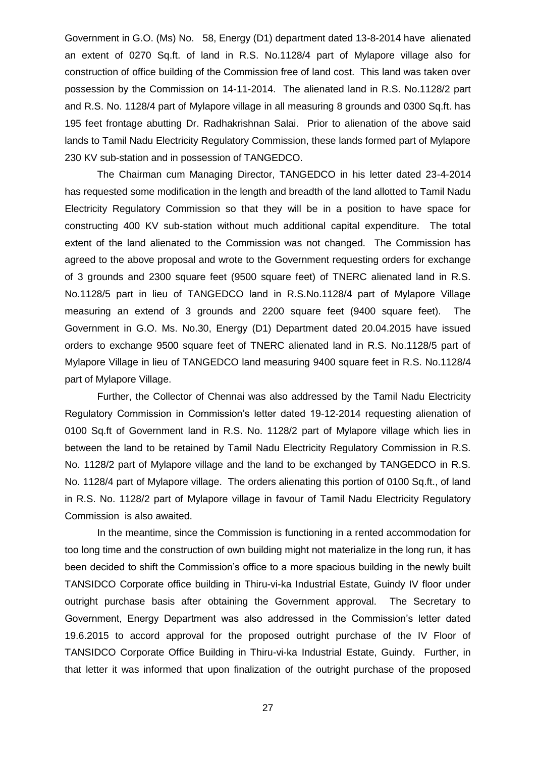Government in G.O. (Ms) No. 58, Energy (D1) department dated 13-8-2014 have alienated an extent of 0270 Sq.ft. of land in R.S. No.1128/4 part of Mylapore village also for construction of office building of the Commission free of land cost. This land was taken over possession by the Commission on 14-11-2014. The alienated land in R.S. No.1128/2 part and R.S. No. 1128/4 part of Mylapore village in all measuring 8 grounds and 0300 Sq.ft. has 195 feet frontage abutting Dr. Radhakrishnan Salai. Prior to alienation of the above said lands to Tamil Nadu Electricity Regulatory Commission, these lands formed part of Mylapore 230 KV sub-station and in possession of TANGEDCO.

The Chairman cum Managing Director, TANGEDCO in his letter dated 23-4-2014 has requested some modification in the length and breadth of the land allotted to Tamil Nadu Electricity Regulatory Commission so that they will be in a position to have space for constructing 400 KV sub-station without much additional capital expenditure. The total extent of the land alienated to the Commission was not changed. The Commission has agreed to the above proposal and wrote to the Government requesting orders for exchange of 3 grounds and 2300 square feet (9500 square feet) of TNERC alienated land in R.S. No.1128/5 part in lieu of TANGEDCO land in R.S.No.1128/4 part of Mylapore Village measuring an extend of 3 grounds and 2200 square feet (9400 square feet). The Government in G.O. Ms. No.30, Energy (D1) Department dated 20.04.2015 have issued orders to exchange 9500 square feet of TNERC alienated land in R.S. No.1128/5 part of Mylapore Village in lieu of TANGEDCO land measuring 9400 square feet in R.S. No.1128/4 part of Mylapore Village.

Further, the Collector of Chennai was also addressed by the Tamil Nadu Electricity Regulatory Commission in Commission's letter dated 19-12-2014 requesting alienation of 0100 Sq.ft of Government land in R.S. No. 1128/2 part of Mylapore village which lies in between the land to be retained by Tamil Nadu Electricity Regulatory Commission in R.S. No. 1128/2 part of Mylapore village and the land to be exchanged by TANGEDCO in R.S. No. 1128/4 part of Mylapore village. The orders alienating this portion of 0100 Sq.ft., of land in R.S. No. 1128/2 part of Mylapore village in favour of Tamil Nadu Electricity Regulatory Commission is also awaited.

In the meantime, since the Commission is functioning in a rented accommodation for too long time and the construction of own building might not materialize in the long run, it has been decided to shift the Commission's office to a more spacious building in the newly built TANSIDCO Corporate office building in Thiru-vi-ka Industrial Estate, Guindy IV floor under outright purchase basis after obtaining the Government approval. The Secretary to Government, Energy Department was also addressed in the Commission's letter dated 19.6.2015 to accord approval for the proposed outright purchase of the IV Floor of TANSIDCO Corporate Office Building in Thiru-vi-ka Industrial Estate, Guindy. Further, in that letter it was informed that upon finalization of the outright purchase of the proposed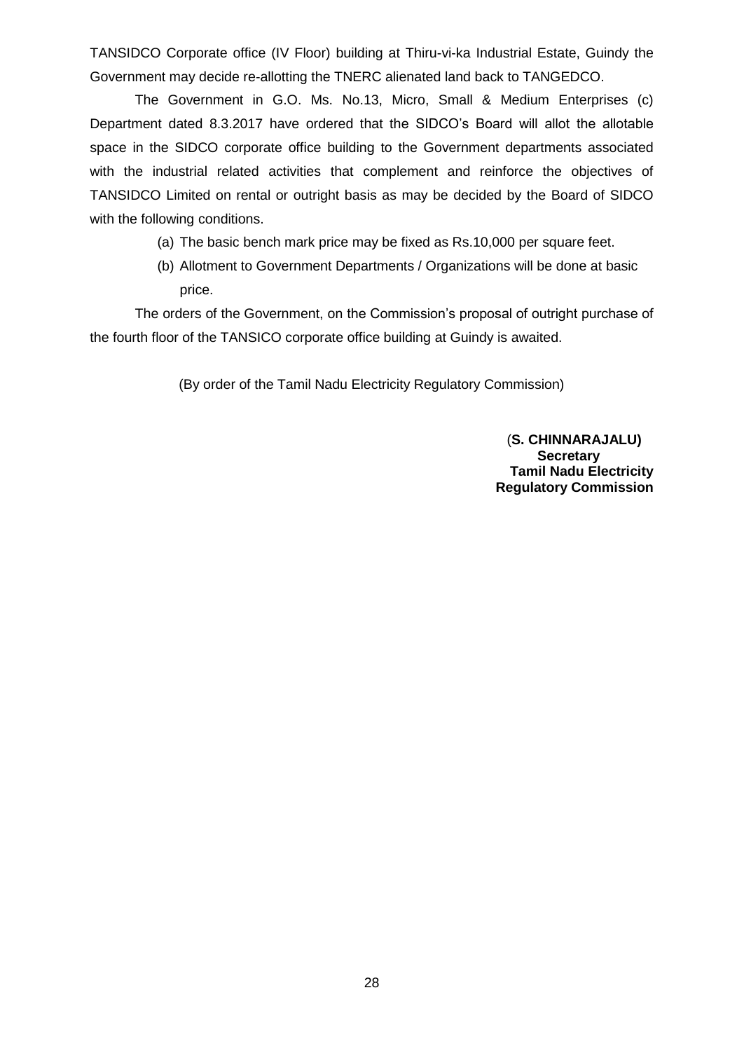TANSIDCO Corporate office (IV Floor) building at Thiru-vi-ka Industrial Estate, Guindy the Government may decide re-allotting the TNERC alienated land back to TANGEDCO.

The Government in G.O. Ms. No.13, Micro, Small & Medium Enterprises (c) Department dated 8.3.2017 have ordered that the SIDCO's Board will allot the allotable space in the SIDCO corporate office building to the Government departments associated with the industrial related activities that complement and reinforce the objectives of TANSIDCO Limited on rental or outright basis as may be decided by the Board of SIDCO with the following conditions.

(a) The basic bench mark price may be fixed as Rs.10,000 per square feet.

(b) Allotment to Government Departments / Organizations will be done at basic price.

The orders of the Government, on the Commission's proposal of outright purchase of the fourth floor of the TANSICO corporate office building at Guindy is awaited.

(By order of the Tamil Nadu Electricity Regulatory Commission)

**(S. CHINNARAJALU)**
**Secretary**
**Tamil Nadu Electricity Regulatory Commission**